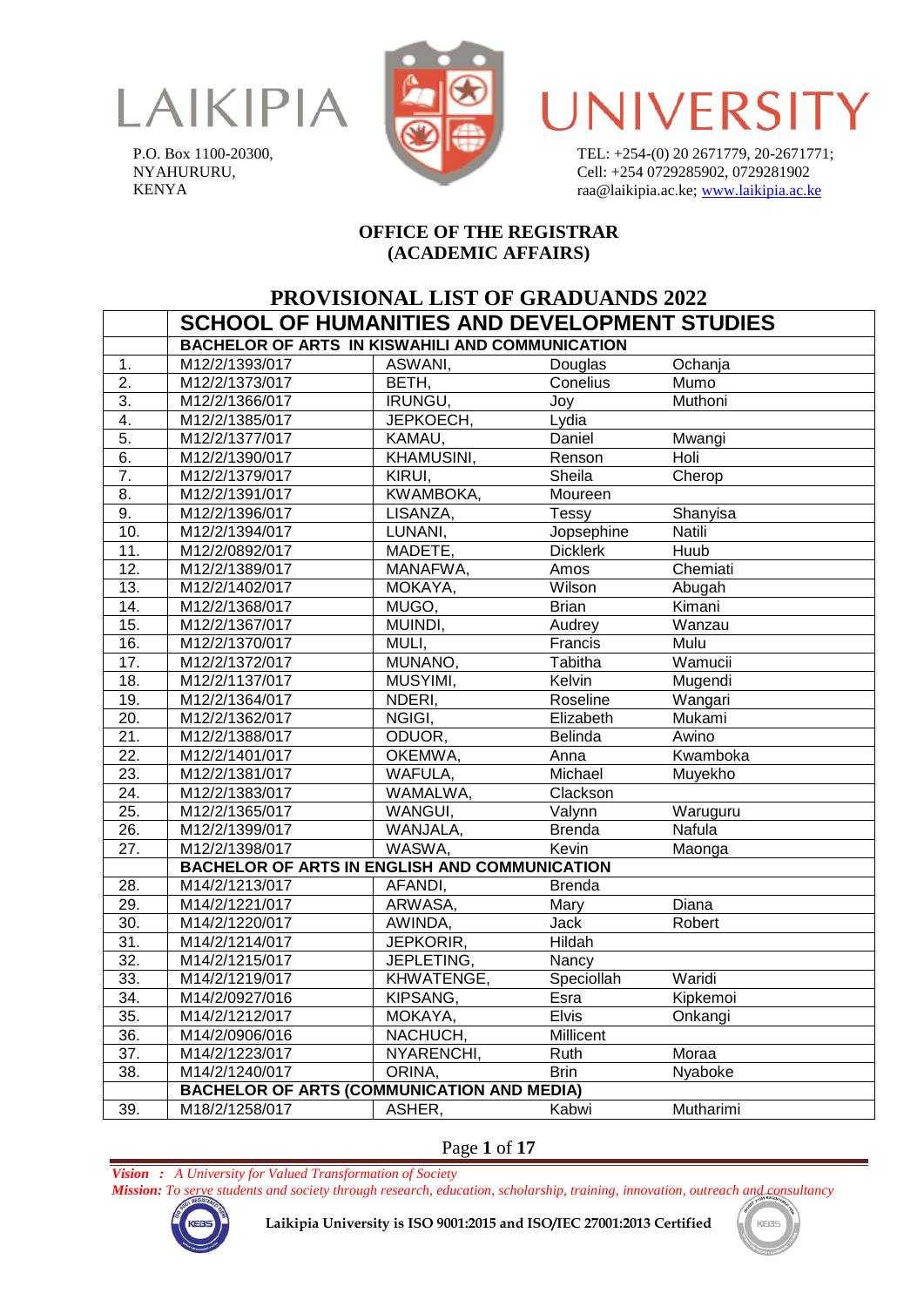# LAIKIPIA UNIVERSITY

P.O. Box 1100-20300,
NYAHURURU,
KENYA

TEL: +254-(0) 20 2671779, 20-2671771;
Cell: +254 0729285902, 0729281902
raa@laikipia.ac.ke; www.laikipia.ac.ke

## OFFICE OF THE REGISTRAR
## (ACADEMIC AFFAIRS)

## PROVISIONAL LIST OF GRADUANDS 2022

| | | | | |
|---|---|---|---|---|
| | **SCHOOL OF HUMANITIES AND DEVELOPMENT STUDIES** | | | |
| | **BACHELOR OF ARTS IN KISWAHILI AND COMMUNICATION** | | | |
| 1. | M12/2/1393/017 | ASWANI, | Douglas | Ochanja |
| 2. | M12/2/1373/017 | BETH, | Conelius | Mumo |
| 3. | M12/2/1366/017 | IRUNGU, | Joy | Muthoni |
| 4. | M12/2/1385/017 | JEPKOECH, | Lydia | |
| 5. | M12/2/1377/017 | KAMAU, | Daniel | Mwangi |
| 6. | M12/2/1390/017 | KHAMUSINI, | Renson | Holi |
| 7. | M12/2/1379/017 | KIRUI, | Sheila | Cherop |
| 8. | M12/2/1391/017 | KWAMBOKA, | Moureen | |
| 9. | M12/2/1396/017 | LISANZA, | Tessy | Shanyisa |
| 10. | M12/2/1394/017 | LUNANI, | Jopsephine | Natili |
| 11. | M12/2/0892/017 | MADETE, | Dicklerk | Huub |
| 12. | M12/2/1389/017 | MANAFWA, | Amos | Chemiati |
| 13. | M12/2/1402/017 | MOKAYA, | Wilson | Abugah |
| 14. | M12/2/1368/017 | MUGO, | Brian | Kimani |
| 15. | M12/2/1367/017 | MUINDI, | Audrey | Wanzau |
| 16. | M12/2/1370/017 | MULI, | Francis | Mulu |
| 17. | M12/2/1372/017 | MUNANO, | Tabitha | Wamucii |
| 18. | M12/2/1137/017 | MUSYIMI, | Kelvin | Mugendi |
| 19. | M12/2/1364/017 | NDERI, | Roseline | Wangari |
| 20. | M12/2/1362/017 | NGIGI, | Elizabeth | Mukami |
| 21. | M12/2/1388/017 | ODUOR, | Belinda | Awino |
| 22. | M12/2/1401/017 | OKEMWA, | Anna | Kwamboka |
| 23. | M12/2/1381/017 | WAFULA, | Michael | Muyekho |
| 24. | M12/2/1383/017 | WAMALWA, | Clackson | |
| 25. | M12/2/1365/017 | WANGUI, | Valynn | Waruguru |
| 26. | M12/2/1399/017 | WANJALA, | Brenda | Nafula |
| 27. | M12/2/1398/017 | WASWA, | Kevin | Maonga |
| | **BACHELOR OF ARTS IN ENGLISH AND COMMUNICATION** | | | |
| 28. | M14/2/1213/017 | AFANDI, | Brenda | |
| 29. | M14/2/1221/017 | ARWASA, | Mary | Diana |
| 30. | M14/2/1220/017 | AWINDA, | Jack | Robert |
| 31. | M14/2/1214/017 | JEPKORIR, | Hildah | |
| 32. | M14/2/1215/017 | JEPLETING, | Nancy | |
| 33. | M14/2/1219/017 | KHWATENGE, | Speciollah | Waridi |
| 34. | M14/2/0927/016 | KIPSANG, | Esra | Kipkemoi |
| 35. | M14/2/1212/017 | MOKAYA, | Elvis | Onkangi |
| 36. | M14/2/0906/016 | NACHUCH, | Millicent | |
| 37. | M14/2/1223/017 | NYARENCHI, | Ruth | Moraa |
| 38. | M14/2/1240/017 | ORINA, | Brin | Nyaboke |
| | **BACHELOR OF ARTS (COMMUNICATION AND MEDIA)** | | | |
| 39. | M18/2/1258/017 | ASHER, | Kabwi | Mutharimi |

*Vision : A University for Valued Transformation of Society*

*Mission: To serve students and society through research, education, scholarship, training, innovation, outreach and consultancy*

**Laikipia University is ISO 9001:2015 and ISO/IEC 27001:2013 Certified**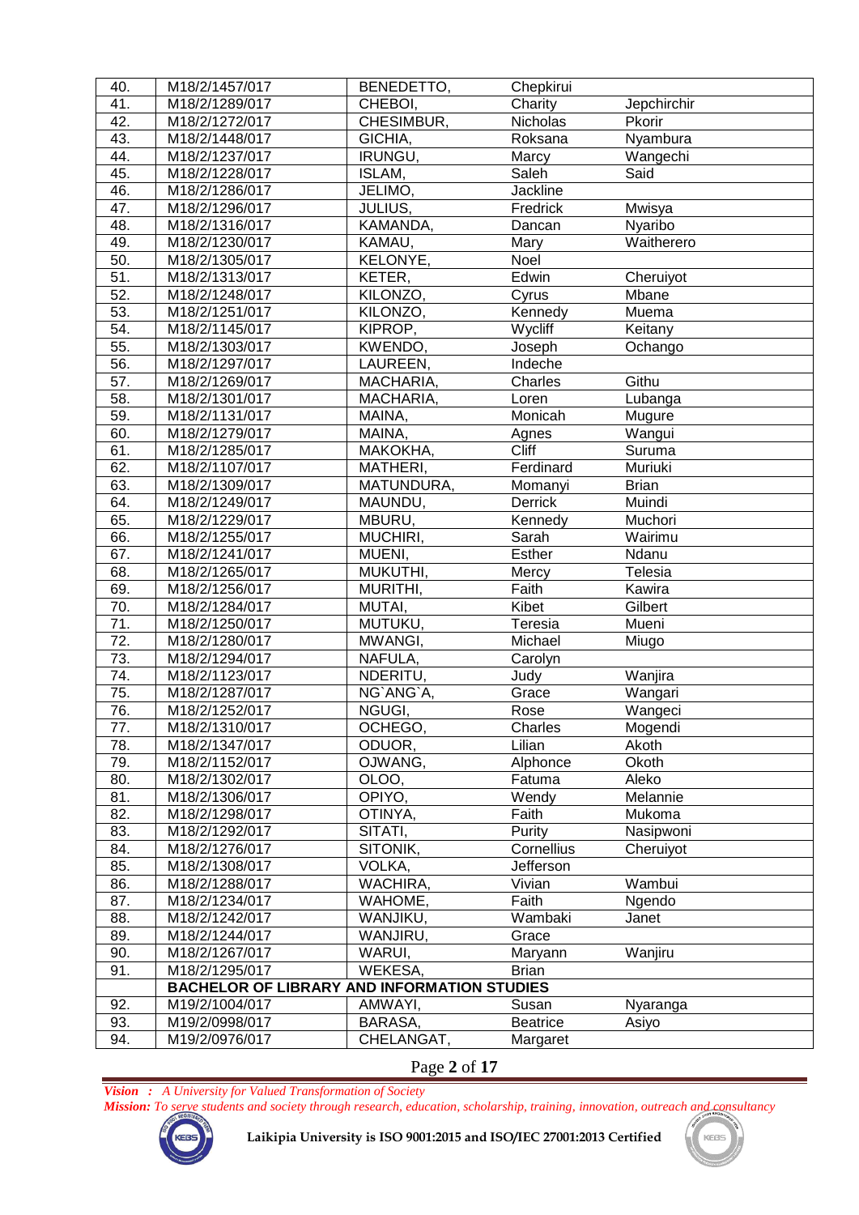| | | | | |
|---|---|---|---|---|
| 40. | M18/2/1457/017 | BENEDETTO, | Chepkirui | |
| 41. | M18/2/1289/017 | CHEBOI, | Charity | Jepchirchir |
| 42. | M18/2/1272/017 | CHESIMBUR, | Nicholas | Pkorir |
| 43. | M18/2/1448/017 | GICHIA, | Roksana | Nyambura |
| 44. | M18/2/1237/017 | IRUNGU, | Marcy | Wangechi |
| 45. | M18/2/1228/017 | ISLAM, | Saleh | Said |
| 46. | M18/2/1286/017 | JELIMO, | Jackline | |
| 47. | M18/2/1296/017 | JULIUS, | Fredrick | Mwisya |
| 48. | M18/2/1316/017 | KAMANDA, | Dancan | Nyaribo |
| 49. | M18/2/1230/017 | KAMAU, | Mary | Waitherero |
| 50. | M18/2/1305/017 | KELONYE, | Noel | |
| 51. | M18/2/1313/017 | KETER, | Edwin | Cheruiyot |
| 52. | M18/2/1248/017 | KILONZO, | Cyrus | Mbane |
| 53. | M18/2/1251/017 | KILONZO, | Kennedy | Muema |
| 54. | M18/2/1145/017 | KIPROP, | Wycliff | Keitany |
| 55. | M18/2/1303/017 | KWENDO, | Joseph | Ochango |
| 56. | M18/2/1297/017 | LAUREEN, | Indeche | |
| 57. | M18/2/1269/017 | MACHARIA, | Charles | Githu |
| 58. | M18/2/1301/017 | MACHARIA, | Loren | Lubanga |
| 59. | M18/2/1131/017 | MAINA, | Monicah | Mugure |
| 60. | M18/2/1279/017 | MAINA, | Agnes | Wangui |
| 61. | M18/2/1285/017 | MAKOKHA, | Cliff | Suruma |
| 62. | M18/2/1107/017 | MATHERI, | Ferdinard | Muriuki |
| 63. | M18/2/1309/017 | MATUNDURA, | Momanyi | Brian |
| 64. | M18/2/1249/017 | MAUNDU, | Derrick | Muindi |
| 65. | M18/2/1229/017 | MBURU, | Kennedy | Muchori |
| 66. | M18/2/1255/017 | MUCHIRI, | Sarah | Wairimu |
| 67. | M18/2/1241/017 | MUENI, | Esther | Ndanu |
| 68. | M18/2/1265/017 | MUKUTHI, | Mercy | Telesia |
| 69. | M18/2/1256/017 | MURITHI, | Faith | Kawira |
| 70. | M18/2/1284/017 | MUTAI, | Kibet | Gilbert |
| 71. | M18/2/1250/017 | MUTUKU, | Teresia | Mueni |
| 72. | M18/2/1280/017 | MWANGI, | Michael | Miugo |
| 73. | M18/2/1294/017 | NAFULA, | Carolyn | |
| 74. | M18/2/1123/017 | NDERITU, | Judy | Wanjira |
| 75. | M18/2/1287/017 | NG`ANG`A, | Grace | Wangari |
| 76. | M18/2/1252/017 | NGUGI, | Rose | Wangeci |
| 77. | M18/2/1310/017 | OCHEGO, | Charles | Mogendi |
| 78. | M18/2/1347/017 | ODUOR, | Lilian | Akoth |
| 79. | M18/2/1152/017 | OJWANG, | Alphonce | Okoth |
| 80. | M18/2/1302/017 | OLOO, | Fatuma | Aleko |
| 81. | M18/2/1306/017 | OPIYO, | Wendy | Melannie |
| 82. | M18/2/1298/017 | OTINYA, | Faith | Mukoma |
| 83. | M18/2/1292/017 | SITATI, | Purity | Nasipwoni |
| 84. | M18/2/1276/017 | SITONIK, | Cornellius | Cheruiyot |
| 85. | M18/2/1308/017 | VOLKA, | Jefferson | |
| 86. | M18/2/1288/017 | WACHIRA, | Vivian | Wambui |
| 87. | M18/2/1234/017 | WAHOME, | Faith | Ngendo |
| 88. | M18/2/1242/017 | WANJIKU, | Wambaki | Janet |
| 89. | M18/2/1244/017 | WANJIRU, | Grace | |
| 90. | M18/2/1267/017 | WARUI, | Maryann | Wanjiru |
| 91. | M18/2/1295/017 | WEKESA, | Brian | |
| | **BACHELOR OF LIBRARY AND INFORMATION STUDIES** | | | |
| 92. | M19/2/1004/017 | AMWAYI, | Susan | Nyaranga |
| 93. | M19/2/0998/017 | BARASA, | Beatrice | Asiyo |
| 94. | M19/2/0976/017 | CHELANGAT, | Margaret | |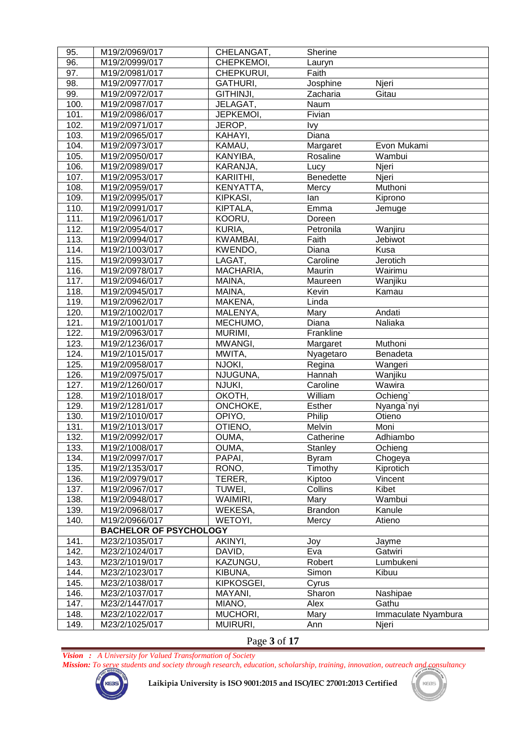| | | | | |
|---|---|---|---|---|
| 95. | M19/2/0969/017 | CHELANGAT, | Sherine | |
| 96. | M19/2/0999/017 | CHEPKEMOI, | Lauryn | |
| 97. | M19/2/0981/017 | CHEPKURUI, | Faith | |
| 98. | M19/2/0977/017 | GATHURI, | Josphine | Njeri |
| 99. | M19/2/0972/017 | GITHINJI, | Zacharia | Gitau |
| 100. | M19/2/0987/017 | JELAGAT, | Naum | |
| 101. | M19/2/0986/017 | JEPKEMOI, | Fivian | |
| 102. | M19/2/0971/017 | JEROP, | Ivy | |
| 103. | M19/2/0965/017 | KAHAYI, | Diana | |
| 104. | M19/2/0973/017 | KAMAU, | Margaret | Evon Mukami |
| 105. | M19/2/0950/017 | KANYIBA, | Rosaline | Wambui |
| 106. | M19/2/0989/017 | KARANJA, | Lucy | Njeri |
| 107. | M19/2/0953/017 | KARIITHI, | Benedette | Njeri |
| 108. | M19/2/0959/017 | KENYATTA, | Mercy | Muthoni |
| 109. | M19/2/0995/017 | KIPKASI, | Ian | Kiprono |
| 110. | M19/2/0991/017 | KIPTALA, | Emma | Jemuge |
| 111. | M19/2/0961/017 | KOORU, | Doreen | |
| 112. | M19/2/0954/017 | KURIA, | Petronila | Wanjiru |
| 113. | M19/2/0994/017 | KWAMBAI, | Faith | Jebiwot |
| 114. | M19/2/1003/017 | KWENDO, | Diana | Kusa |
| 115. | M19/2/0993/017 | LAGAT, | Caroline | Jerotich |
| 116. | M19/2/0978/017 | MACHARIA, | Maurin | Wairimu |
| 117. | M19/2/0946/017 | MAINA, | Maureen | Wanjiku |
| 118. | M19/2/0945/017 | MAINA, | Kevin | Kamau |
| 119. | M19/2/0962/017 | MAKENA, | Linda | |
| 120. | M19/2/1002/017 | MALENYA, | Mary | Andati |
| 121. | M19/2/1001/017 | MECHUMO, | Diana | Naliaka |
| 122. | M19/2/0963/017 | MURIMI, | Frankline | |
| 123. | M19/2/1236/017 | MWANGI, | Margaret | Muthoni |
| 124. | M19/2/1015/017 | MWITA, | Nyagetaro | Benadeta |
| 125. | M19/2/0958/017 | NJOKI, | Regina | Wangeri |
| 126. | M19/2/0975/017 | NJUGUNA, | Hannah | Wanjiku |
| 127. | M19/2/1260/017 | NJUKI, | Caroline | Wawira |
| 128. | M19/2/1018/017 | OKOTH, | William | Ochieng` |
| 129. | M19/2/1281/017 | ONCHOKE, | Esther | Nyanga`nyi |
| 130. | M19/2/1010/017 | OPIYO, | Philip | Otieno |
| 131. | M19/2/1013/017 | OTIENO, | Melvin | Moni |
| 132. | M19/2/0992/017 | OUMA, | Catherine | Adhiambo |
| 133. | M19/2/1008/017 | OUMA, | Stanley | Ochieng |
| 134. | M19/2/0997/017 | PAPAI, | Byram | Chogeya |
| 135. | M19/2/1353/017 | RONO, | Timothy | Kiprotich |
| 136. | M19/2/0979/017 | TERER, | Kiptoo | Vincent |
| 137. | M19/2/0967/017 | TUWEI, | Collins | Kibet |
| 138. | M19/2/0948/017 | WAIMIRI, | Mary | Wambui |
| 139. | M19/2/0968/017 | WEKESA, | Brandon | Kanule |
| 140. | M19/2/0966/017 | WETOYI, | Mercy | Atieno |
| | **BACHELOR OF PSYCHOLOGY** | | | |
| 141. | M23/2/1035/017 | AKINYI, | Joy | Jayme |
| 142. | M23/2/1024/017 | DAVID, | Eva | Gatwiri |
| 143. | M23/2/1019/017 | KAZUNGU, | Robert | Lumbukeni |
| 144. | M23/2/1023/017 | KIBUNA, | Simon | Kibuu |
| 145. | M23/2/1038/017 | KIPKOSGEI, | Cyrus | |
| 146. | M23/2/1037/017 | MAYANI, | Sharon | Nashipae |
| 147. | M23/2/1447/017 | MIANO, | Alex | Gathu |
| 148. | M23/2/1022/017 | MUCHORI, | Mary | Immaculate Nyambura |
| 149. | M23/2/1025/017 | MUIRURI, | Ann | Njeri |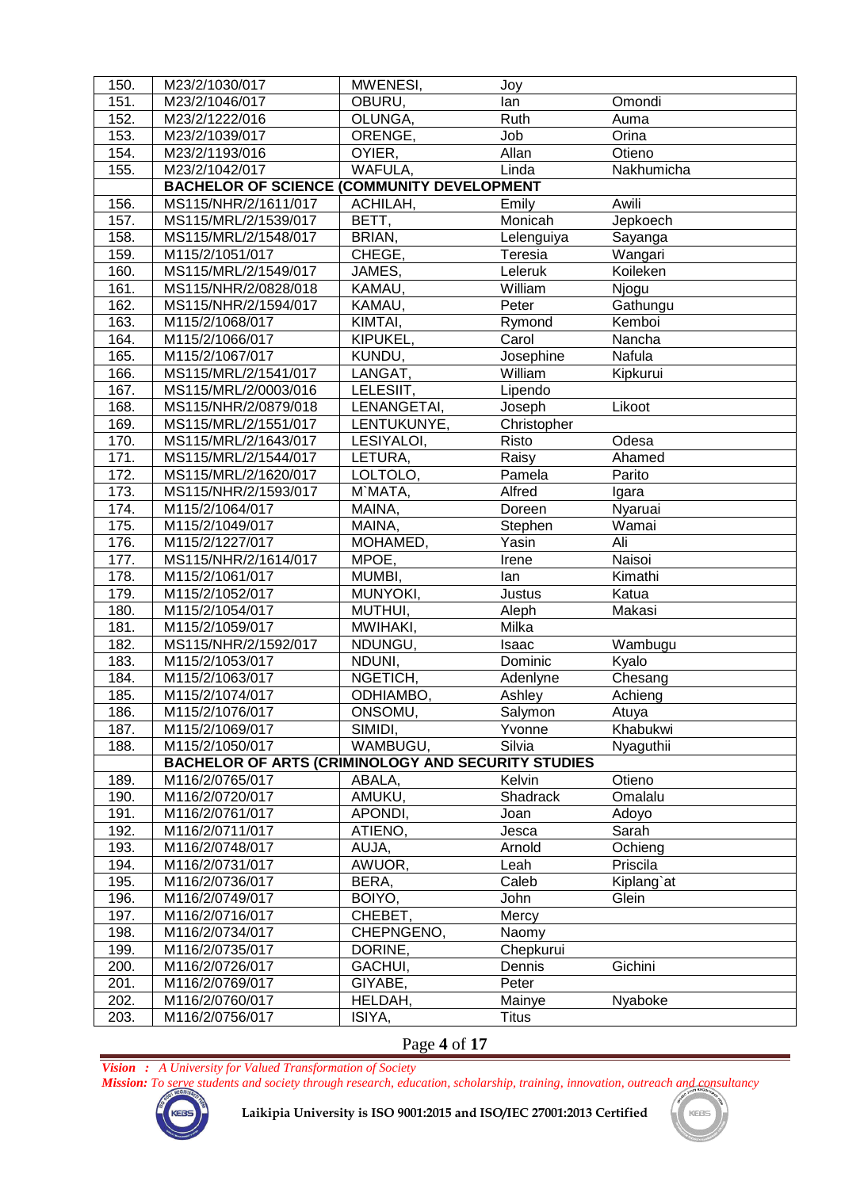| | | | | |
|---|---|---|---|---|
| 150. | M23/2/1030/017 | MWENESI, | Joy | |
| 151. | M23/2/1046/017 | OBURU, | Ian | Omondi |
| 152. | M23/2/1222/016 | OLUNGA, | Ruth | Auma |
| 153. | M23/2/1039/017 | ORENGE, | Job | Orina |
| 154. | M23/2/1193/016 | OYIER, | Allan | Otieno |
| 155. | M23/2/1042/017 | WAFULA, | Linda | Nakhumicha |
| | **BACHELOR OF SCIENCE (COMMUNITY DEVELOPMENT** | | | |
| 156. | MS115/NHR/2/1611/017 | ACHILAH, | Emily | Awili |
| 157. | MS115/MRL/2/1539/017 | BETT, | Monicah | Jepkoech |
| 158. | MS115/MRL/2/1548/017 | BRIAN, | Lelenguiya | Sayanga |
| 159. | M115/2/1051/017 | CHEGE, | Teresia | Wangari |
| 160. | MS115/MRL/2/1549/017 | JAMES, | Leleruk | Koileken |
| 161. | MS115/NHR/2/0828/018 | KAMAU, | William | Njogu |
| 162. | MS115/NHR/2/1594/017 | KAMAU, | Peter | Gathungu |
| 163. | M115/2/1068/017 | KIMTAI, | Rymond | Kemboi |
| 164. | M115/2/1066/017 | KIPUKEL, | Carol | Nancha |
| 165. | M115/2/1067/017 | KUNDU, | Josephine | Nafula |
| 166. | MS115/MRL/2/1541/017 | LANGAT, | William | Kipkurui |
| 167. | MS115/MRL/2/0003/016 | LELESIIT, | Lipendo | |
| 168. | MS115/NHR/2/0879/018 | LENANGETAI, | Joseph | Likoot |
| 169. | MS115/MRL/2/1551/017 | LENTUKUNYE, | Christopher | |
| 170. | MS115/MRL/2/1643/017 | LESIYALOI, | Risto | Odesa |
| 171. | MS115/MRL/2/1544/017 | LETURA, | Raisy | Ahamed |
| 172. | MS115/MRL/2/1620/017 | LOLTOLO, | Pamela | Parito |
| 173. | MS115/NHR/2/1593/017 | M`MATA, | Alfred | Igara |
| 174. | M115/2/1064/017 | MAINA, | Doreen | Nyaruai |
| 175. | M115/2/1049/017 | MAINA, | Stephen | Wamai |
| 176. | M115/2/1227/017 | MOHAMED, | Yasin | Ali |
| 177. | MS115/NHR/2/1614/017 | MPOE, | Irene | Naisoi |
| 178. | M115/2/1061/017 | MUMBI, | Ian | Kimathi |
| 179. | M115/2/1052/017 | MUNYOKI, | Justus | Katua |
| 180. | M115/2/1054/017 | MUTHUI, | Aleph | Makasi |
| 181. | M115/2/1059/017 | MWIHAKI, | Milka | |
| 182. | MS115/NHR/2/1592/017 | NDUNGU, | Isaac | Wambugu |
| 183. | M115/2/1053/017 | NDUNI, | Dominic | Kyalo |
| 184. | M115/2/1063/017 | NGETICH, | Adenlyne | Chesang |
| 185. | M115/2/1074/017 | ODHIAMBO, | Ashley | Achieng |
| 186. | M115/2/1076/017 | ONSOMU, | Salymon | Atuya |
| 187. | M115/2/1069/017 | SIMIDI, | Yvonne | Khabukwi |
| 188. | M115/2/1050/017 | WAMBUGU, | Silvia | Nyaguthii |
| | **BACHELOR OF ARTS (CRIMINOLOGY AND SECURITY STUDIES** | | | |
| 189. | M116/2/0765/017 | ABALA, | Kelvin | Otieno |
| 190. | M116/2/0720/017 | AMUKU, | Shadrack | Omalalu |
| 191. | M116/2/0761/017 | APONDI, | Joan | Adoyo |
| 192. | M116/2/0711/017 | ATIENO, | Jesca | Sarah |
| 193. | M116/2/0748/017 | AUJA, | Arnold | Ochieng |
| 194. | M116/2/0731/017 | AWUOR, | Leah | Priscila |
| 195. | M116/2/0736/017 | BERA, | Caleb | Kiplang`at |
| 196. | M116/2/0749/017 | BOIYO, | John | Glein |
| 197. | M116/2/0716/017 | CHEBET, | Mercy | |
| 198. | M116/2/0734/017 | CHEPNGENO, | Naomy | |
| 199. | M116/2/0735/017 | DORINE, | Chepkurui | |
| 200. | M116/2/0726/017 | GACHUI, | Dennis | Gichini |
| 201. | M116/2/0769/017 | GIYABE, | Peter | |
| 202. | M116/2/0760/017 | HELDAH, | Mainye | Nyaboke |
| 203. | M116/2/0756/017 | ISIYA, | Titus | |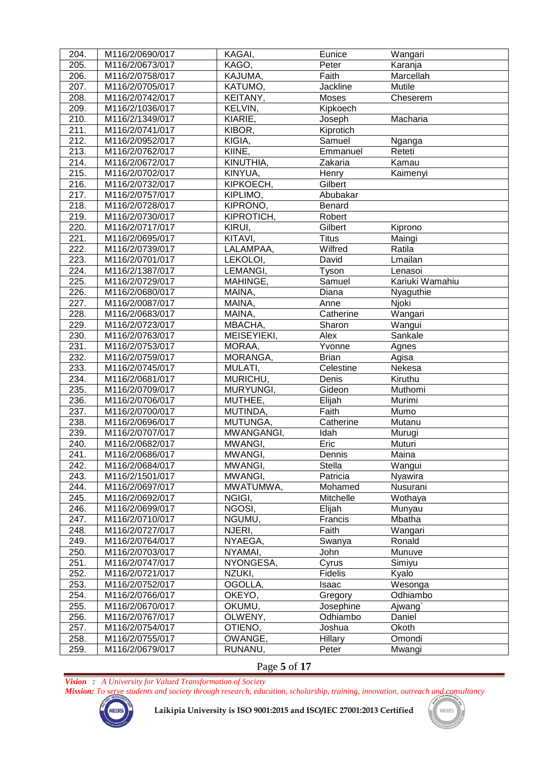| | | | | |
|---|---|---|---|---|
| 204. | M116/2/0690/017 | KAGAI, | Eunice | Wangari |
| 205. | M116/2/0673/017 | KAGO, | Peter | Karanja |
| 206. | M116/2/0758/017 | KAJUMA, | Faith | Marcellah |
| 207. | M116/2/0705/017 | KATUMO, | Jackline | Mutile |
| 208. | M116/2/0742/017 | KEITANY, | Moses | Cheserem |
| 209. | M116/2/1036/017 | KELVIN, | Kipkoech | |
| 210. | M116/2/1349/017 | KIARIE, | Joseph | Macharia |
| 211. | M116/2/0741/017 | KIBOR, | Kiprotich | |
| 212. | M116/2/0952/017 | KIGIA, | Samuel | Nganga |
| 213. | M116/2/0762/017 | KIINE, | Emmanuel | Reteti |
| 214. | M116/2/0672/017 | KINUTHIA, | Zakaria | Kamau |
| 215. | M116/2/0702/017 | KINYUA, | Henry | Kaimenyi |
| 216. | M116/2/0732/017 | KIPKOECH, | Gilbert | |
| 217. | M116/2/0757/017 | KIPLIMO, | Abubakar | |
| 218. | M116/2/0728/017 | KIPRONO, | Benard | |
| 219. | M116/2/0730/017 | KIPROTICH, | Robert | |
| 220. | M116/2/0717/017 | KIRUI, | Gilbert | Kiprono |
| 221. | M116/2/0695/017 | KITAVI, | Titus | Maingi |
| 222. | M116/2/0739/017 | LALAMPAA, | Wilfred | Ratila |
| 223. | M116/2/0701/017 | LEKOLOI, | David | Lmailan |
| 224. | M116/2/1387/017 | LEMANGI, | Tyson | Lenasoi |
| 225. | M116/2/0729/017 | MAHINGE, | Samuel | Kariuki Wamahiu |
| 226. | M116/2/0680/017 | MAINA, | Diana | Nyaguthie |
| 227. | M116/2/0087/017 | MAINA, | Anne | Njoki |
| 228. | M116/2/0683/017 | MAINA, | Catherine | Wangari |
| 229. | M116/2/0723/017 | MBACHA, | Sharon | Wangui |
| 230. | M116/2/0763/017 | MEISEYIEKI, | Alex | Sankale |
| 231. | M116/2/0753/017 | MORAA, | Yvonne | Agnes |
| 232. | M116/2/0759/017 | MORANGA, | Brian | Agisa |
| 233. | M116/2/0745/017 | MULATI, | Celestine | Nekesa |
| 234. | M116/2/0681/017 | MURICHU, | Denis | Kiruthu |
| 235. | M116/2/0709/017 | MURYUNGI, | Gideon | Muthomi |
| 236. | M116/2/0706/017 | MUTHEE, | Elijah | Murimi |
| 237. | M116/2/0700/017 | MUTINDA, | Faith | Mumo |
| 238. | M116/2/0696/017 | MUTUNGA, | Catherine | Mutanu |
| 239. | M116/2/0707/017 | MWANGANGI, | Idah | Murugi |
| 240. | M116/2/0682/017 | MWANGI, | Eric | Muturi |
| 241. | M116/2/0686/017 | MWANGI, | Dennis | Maina |
| 242. | M116/2/0684/017 | MWANGI, | Stella | Wangui |
| 243. | M116/2/1501/017 | MWANGI, | Patricia | Nyawira |
| 244. | M116/2/0697/017 | MWATUMWA, | Mohamed | Nusurani |
| 245. | M116/2/0692/017 | NGIGI, | Mitchelle | Wothaya |
| 246. | M116/2/0699/017 | NGOSI, | Elijah | Munyau |
| 247. | M116/2/0710/017 | NGUMU, | Francis | Mbatha |
| 248. | M116/2/0727/017 | NJERI, | Faith | Wangari |
| 249. | M116/2/0764/017 | NYAEGA, | Swanya | Ronald |
| 250. | M116/2/0703/017 | NYAMAI, | John | Munuve |
| 251. | M116/2/0747/017 | NYONGESA, | Cyrus | Simiyu |
| 252. | M116/2/0721/017 | NZUKI, | Fidelis | Kyalo |
| 253. | M116/2/0752/017 | OGOLLA, | Isaac | Wesonga |
| 254. | M116/2/0766/017 | OKEYO, | Gregory | Odhiambo |
| 255. | M116/2/0670/017 | OKUMU, | Josephine | Ajwang` |
| 256. | M116/2/0767/017 | OLWENY, | Odhiambo | Daniel |
| 257. | M116/2/0754/017 | OTIENO, | Joshua | Okoth |
| 258. | M116/2/0755/017 | OWANGE, | Hillary | Omondi |
| 259. | M116/2/0679/017 | RUNANU, | Peter | Mwangi |

*Vision : A University for Valued Transformation of Society*
*Mission: To serve students and society through research, education, scholarship, training, innovation, outreach and consultancy*

**Laikipia University is ISO 9001:2015 and ISO/IEC 27001:2013 Certified**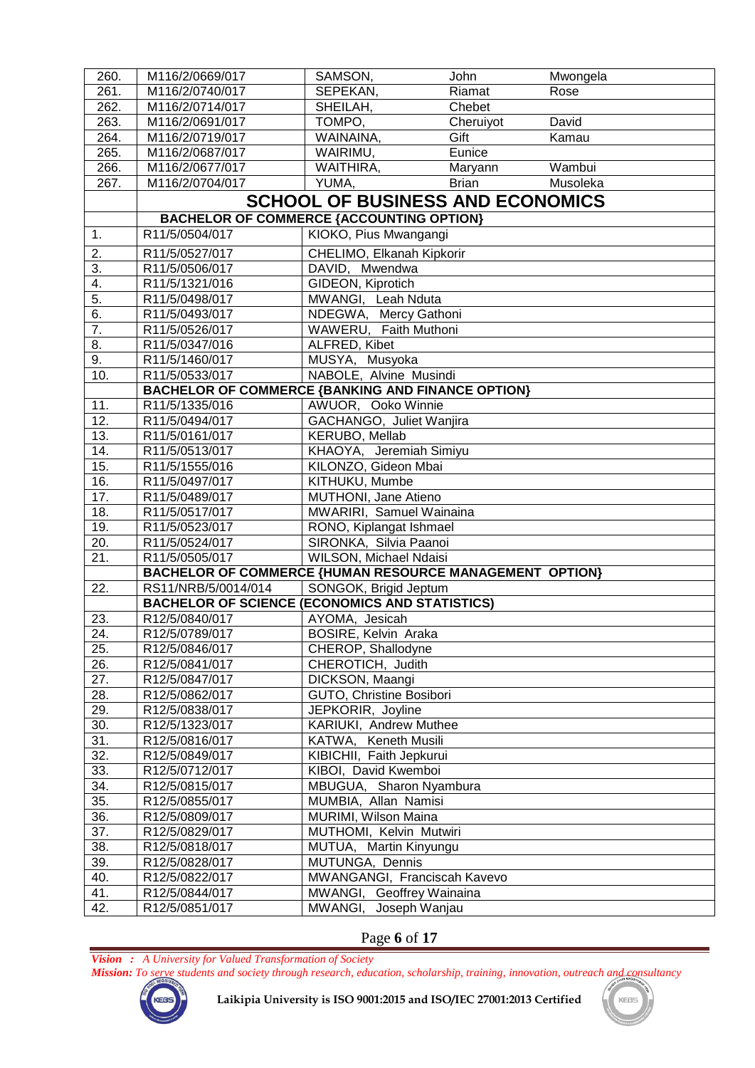| | | | | |
|---|---|---|---|---|
| 260. | M116/2/0669/017 | SAMSON, | John | Mwongela |
| 261. | M116/2/0740/017 | SEPEKAN, | Riamat | Rose |
| 262. | M116/2/0714/017 | SHEILAH, | Chebet | |
| 263. | M116/2/0691/017 | TOMPO, | Cheruiyot | David |
| 264. | M116/2/0719/017 | WAINAINA, | Gift | Kamau |
| 265. | M116/2/0687/017 | WAIRIMU, | Eunice | |
| 266. | M116/2/0677/017 | WAITHIRA, | Maryann | Wambui |
| 267. | M116/2/0704/017 | YUMA, | Brian | Musoleka |

## SCHOOL OF BUSINESS AND ECONOMICS

| | | |
|---|---|---|
| | **BACHELOR OF COMMERCE {ACCOUNTING OPTION}** | |
| 1. | R11/5/0504/017 | KIOKO, Pius Mwangangi |
| 2. | R11/5/0527/017 | CHELIMO, Elkanah Kipkorir |
| 3. | R11/5/0506/017 | DAVID, Mwendwa |
| 4. | R11/5/1321/016 | GIDEON, Kiprotich |
| 5. | R11/5/0498/017 | MWANGI, Leah Nduta |
| 6. | R11/5/0493/017 | NDEGWA, Mercy Gathoni |
| 7. | R11/5/0526/017 | WAWERU, Faith Muthoni |
| 8. | R11/5/0347/016 | ALFRED, Kibet |
| 9. | R11/5/1460/017 | MUSYA, Musyoka |
| 10. | R11/5/0533/017 | NABOLE, Alvine Musindi |
| | **BACHELOR OF COMMERCE {BANKING AND FINANCE OPTION}** | |
| 11. | R11/5/1335/016 | AWUOR, Ooko Winnie |
| 12. | R11/5/0494/017 | GACHANGO, Juliet Wanjira |
| 13. | R11/5/0161/017 | KERUBO, Mellab |
| 14. | R11/5/0513/017 | KHAOYA, Jeremiah Simiyu |
| 15. | R11/5/1555/016 | KILONZO, Gideon Mbai |
| 16. | R11/5/0497/017 | KITHUKU, Mumbe |
| 17. | R11/5/0489/017 | MUTHONI, Jane Atieno |
| 18. | R11/5/0517/017 | MWARIRI, Samuel Wainaina |
| 19. | R11/5/0523/017 | RONO, Kiplangat Ishmael |
| 20. | R11/5/0524/017 | SIRONKA, Silvia Paanoi |
| 21. | R11/5/0505/017 | WILSON, Michael Ndaisi |
| | **BACHELOR OF COMMERCE {HUMAN RESOURCE MANAGEMENT OPTION}** | |
| 22. | RS11/NRB/5/0014/014 | SONGOK, Brigid Jeptum |
| | **BACHELOR OF SCIENCE (ECONOMICS AND STATISTICS)** | |
| 23. | R12/5/0840/017 | AYOMA, Jesicah |
| 24. | R12/5/0789/017 | BOSIRE, Kelvin Araka |
| 25. | R12/5/0846/017 | CHEROP, Shallodyne |
| 26. | R12/5/0841/017 | CHEROTICH, Judith |
| 27. | R12/5/0847/017 | DICKSON, Maangi |
| 28. | R12/5/0862/017 | GUTO, Christine Bosibori |
| 29. | R12/5/0838/017 | JEPKORIR, Joyline |
| 30. | R12/5/1323/017 | KARIUKI, Andrew Muthee |
| 31. | R12/5/0816/017 | KATWA, Keneth Musili |
| 32. | R12/5/0849/017 | KIBICHII, Faith Jepkurui |
| 33. | R12/5/0712/017 | KIBOI, David Kwemboi |
| 34. | R12/5/0815/017 | MBUGUA, Sharon Nyambura |
| 35. | R12/5/0855/017 | MUMBIA, Allan Namisi |
| 36. | R12/5/0809/017 | MURIMI, Wilson Maina |
| 37. | R12/5/0829/017 | MUTHOMI, Kelvin Mutwiri |
| 38. | R12/5/0818/017 | MUTUA, Martin Kinyungu |
| 39. | R12/5/0828/017 | MUTUNGA, Dennis |
| 40. | R12/5/0822/017 | MWANGANGI, Franciscah Kavevo |
| 41. | R12/5/0844/017 | MWANGI, Geoffrey Wainaina |
| 42. | R12/5/0851/017 | MWANGI, Joseph Wanjau |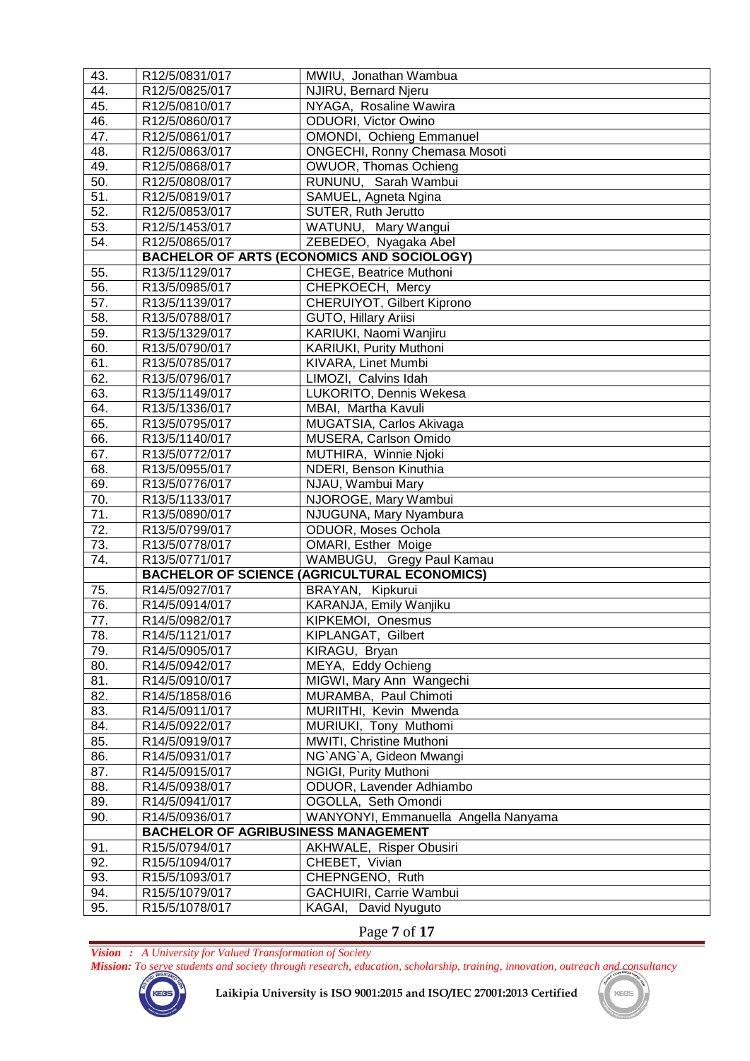| | | |
|---|---|---|
| 43. | R12/5/0831/017 | MWIU, Jonathan Wambua |
| 44. | R12/5/0825/017 | NJIRU, Bernard Njeru |
| 45. | R12/5/0810/017 | NYAGA, Rosaline Wawira |
| 46. | R12/5/0860/017 | ODUORI, Victor Owino |
| 47. | R12/5/0861/017 | OMONDI, Ochieng Emmanuel |
| 48. | R12/5/0863/017 | ONGECHI, Ronny Chemasa Mosoti |
| 49. | R12/5/0868/017 | OWUOR, Thomas Ochieng |
| 50. | R12/5/0808/017 | RUNUNU, Sarah Wambui |
| 51. | R12/5/0819/017 | SAMUEL, Agneta Ngina |
| 52. | R12/5/0853/017 | SUTER, Ruth Jerutto |
| 53. | R12/5/1453/017 | WATUNU, Mary Wangui |
| 54. | R12/5/0865/017 | ZEBEDEO, Nyagaka Abel |
| | **BACHELOR OF ARTS (ECONOMICS AND SOCIOLOGY)** | |
| 55. | R13/5/1129/017 | CHEGE, Beatrice Muthoni |
| 56. | R13/5/0985/017 | CHEPKOECH, Mercy |
| 57. | R13/5/1139/017 | CHERUIYOT, Gilbert Kiprono |
| 58. | R13/5/0788/017 | GUTO, Hillary Ariisi |
| 59. | R13/5/1329/017 | KARIUKI, Naomi Wanjiru |
| 60. | R13/5/0790/017 | KARIUKI, Purity Muthoni |
| 61. | R13/5/0785/017 | KIVARA, Linet Mumbi |
| 62. | R13/5/0796/017 | LIMOZI, Calvins Idah |
| 63. | R13/5/1149/017 | LUKORITO, Dennis Wekesa |
| 64. | R13/5/1336/017 | MBAI, Martha Kavuli |
| 65. | R13/5/0795/017 | MUGATSIA, Carlos Akivaga |
| 66. | R13/5/1140/017 | MUSERA, Carlson Omido |
| 67. | R13/5/0772/017 | MUTHIRA, Winnie Njoki |
| 68. | R13/5/0955/017 | NDERI, Benson Kinuthia |
| 69. | R13/5/0776/017 | NJAU, Wambui Mary |
| 70. | R13/5/1133/017 | NJOROGE, Mary Wambui |
| 71. | R13/5/0890/017 | NJUGUNA, Mary Nyambura |
| 72. | R13/5/0799/017 | ODUOR, Moses Ochola |
| 73. | R13/5/0778/017 | OMARI, Esther Moige |
| 74. | R13/5/0771/017 | WAMBUGU, Gregy Paul Kamau |
| | **BACHELOR OF SCIENCE (AGRICULTURAL ECONOMICS)** | |
| 75. | R14/5/0927/017 | BRAYAN, Kipkurui |
| 76. | R14/5/0914/017 | KARANJA, Emily Wanjiku |
| 77. | R14/5/0982/017 | KIPKEMOI, Onesmus |
| 78. | R14/5/1121/017 | KIPLANGAT, Gilbert |
| 79. | R14/5/0905/017 | KIRAGU, Bryan |
| 80. | R14/5/0942/017 | MEYA, Eddy Ochieng |
| 81. | R14/5/0910/017 | MIGWI, Mary Ann Wangechi |
| 82. | R14/5/1858/016 | MURAMBA, Paul Chimoti |
| 83. | R14/5/0911/017 | MURIITHI, Kevin Mwenda |
| 84. | R14/5/0922/017 | MURIUKI, Tony Muthomi |
| 85. | R14/5/0919/017 | MWITI, Christine Muthoni |
| 86. | R14/5/0931/017 | NG`ANG`A, Gideon Mwangi |
| 87. | R14/5/0915/017 | NGIGI, Purity Muthoni |
| 88. | R14/5/0938/017 | ODUOR, Lavender Adhiambo |
| 89. | R14/5/0941/017 | OGOLLA, Seth Omondi |
| 90. | R14/5/0936/017 | WANYONYI, Emmanuella Angella Nanyama |
| | **BACHELOR OF AGRIBUSINESS MANAGEMENT** | |
| 91. | R15/5/0794/017 | AKHWALE, Risper Obusiri |
| 92. | R15/5/1094/017 | CHEBET, Vivian |
| 93. | R15/5/1093/017 | CHEPNGENO, Ruth |
| 94. | R15/5/1079/017 | GACHUIRI, Carrie Wambui |
| 95. | R15/5/1078/017 | KAGAI, David Nyuguto |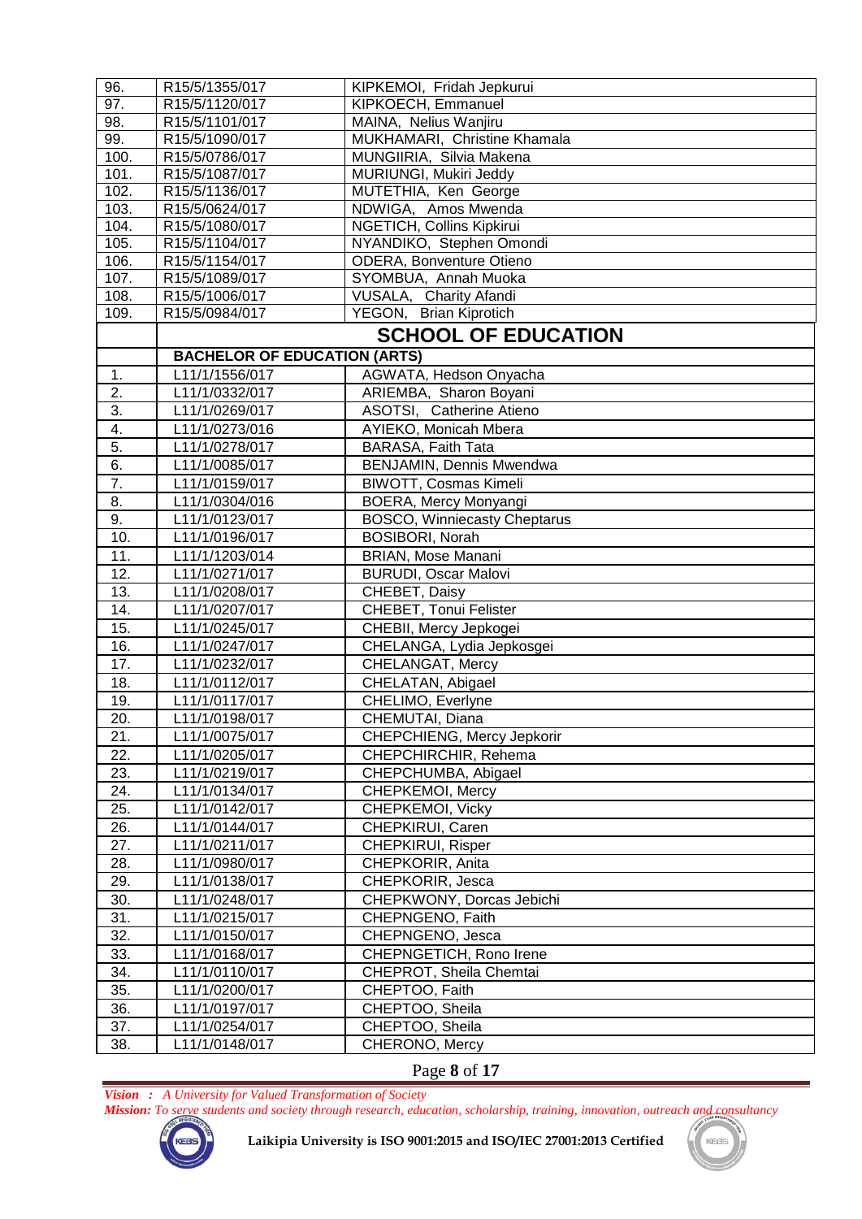| | | |
|---|---|---|
| 96. | R15/5/1355/017 | KIPKEMOI, Fridah Jepkurui |
| 97. | R15/5/1120/017 | KIPKOECH, Emmanuel |
| 98. | R15/5/1101/017 | MAINA, Nelius Wanjiru |
| 99. | R15/5/1090/017 | MUKHAMARI, Christine Khamala |
| 100. | R15/5/0786/017 | MUNGIIRIA, Silvia Makena |
| 101. | R15/5/1087/017 | MURIUNGI, Mukiri Jeddy |
| 102. | R15/5/1136/017 | MUTETHIA, Ken George |
| 103. | R15/5/0624/017 | NDWIGA, Amos Mwenda |
| 104. | R15/5/1080/017 | NGETICH, Collins Kipkirui |
| 105. | R15/5/1104/017 | NYANDIKO, Stephen Omondi |
| 106. | R15/5/1154/017 | ODERA, Bonventure Otieno |
| 107. | R15/5/1089/017 | SYOMBUA, Annah Muoka |
| 108. | R15/5/1006/017 | VUSALA, Charity Afandi |
| 109. | R15/5/0984/017 | YEGON, Brian Kiprotich |
| | **SCHOOL OF EDUCATION** | |
| | **BACHELOR OF EDUCATION (ARTS)** | |
| 1. | L11/1/1556/017 | AGWATA, Hedson Onyacha |
| 2. | L11/1/0332/017 | ARIEMBA, Sharon Boyani |
| 3. | L11/1/0269/017 | ASOTSI, Catherine Atieno |
| 4. | L11/1/0273/016 | AYIEKO, Monicah Mbera |
| 5. | L11/1/0278/017 | BARASA, Faith Tata |
| 6. | L11/1/0085/017 | BENJAMIN, Dennis Mwendwa |
| 7. | L11/1/0159/017 | BIWOTT, Cosmas Kimeli |
| 8. | L11/1/0304/016 | BOERA, Mercy Monyangi |
| 9. | L11/1/0123/017 | BOSCO, Winniecasty Cheptarus |
| 10. | L11/1/0196/017 | BOSIBORI, Norah |
| 11. | L11/1/1203/014 | BRIAN, Mose Manani |
| 12. | L11/1/0271/017 | BURUDI, Oscar Malovi |
| 13. | L11/1/0208/017 | CHEBET, Daisy |
| 14. | L11/1/0207/017 | CHEBET, Tonui Felister |
| 15. | L11/1/0245/017 | CHEBII, Mercy Jepkogei |
| 16. | L11/1/0247/017 | CHELANGA, Lydia Jepkosgei |
| 17. | L11/1/0232/017 | CHELANGAT, Mercy |
| 18. | L11/1/0112/017 | CHELATAN, Abigael |
| 19. | L11/1/0117/017 | CHELIMO, Everlyne |
| 20. | L11/1/0198/017 | CHEMUTAI, Diana |
| 21. | L11/1/0075/017 | CHEPCHIENG, Mercy Jepkorir |
| 22. | L11/1/0205/017 | CHEPCHIRCHIR, Rehema |
| 23. | L11/1/0219/017 | CHEPCHUMBA, Abigael |
| 24. | L11/1/0134/017 | CHEPKEMOI, Mercy |
| 25. | L11/1/0142/017 | CHEPKEMOI, Vicky |
| 26. | L11/1/0144/017 | CHEPKIRUI, Caren |
| 27. | L11/1/0211/017 | CHEPKIRUI, Risper |
| 28. | L11/1/0980/017 | CHEPKORIR, Anita |
| 29. | L11/1/0138/017 | CHEPKORIR, Jesca |
| 30. | L11/1/0248/017 | CHEPKWONY, Dorcas Jebichi |
| 31. | L11/1/0215/017 | CHEPNGENO, Faith |
| 32. | L11/1/0150/017 | CHEPNGENO, Jesca |
| 33. | L11/1/0168/017 | CHEPNGETICH, Rono Irene |
| 34. | L11/1/0110/017 | CHEPROT, Sheila Chemtai |
| 35. | L11/1/0200/017 | CHEPTOO, Faith |
| 36. | L11/1/0197/017 | CHEPTOO, Sheila |
| 37. | L11/1/0254/017 | CHEPTOO, Sheila |
| 38. | L11/1/0148/017 | CHERONO, Mercy |

*Vision : A University for Valued Transformation of Society*
*Mission: To serve students and society through research, education, scholarship, training, innovation, outreach and consultancy*

**Laikipia University is ISO 9001:2015 and ISO/IEC 27001:2013 Certified**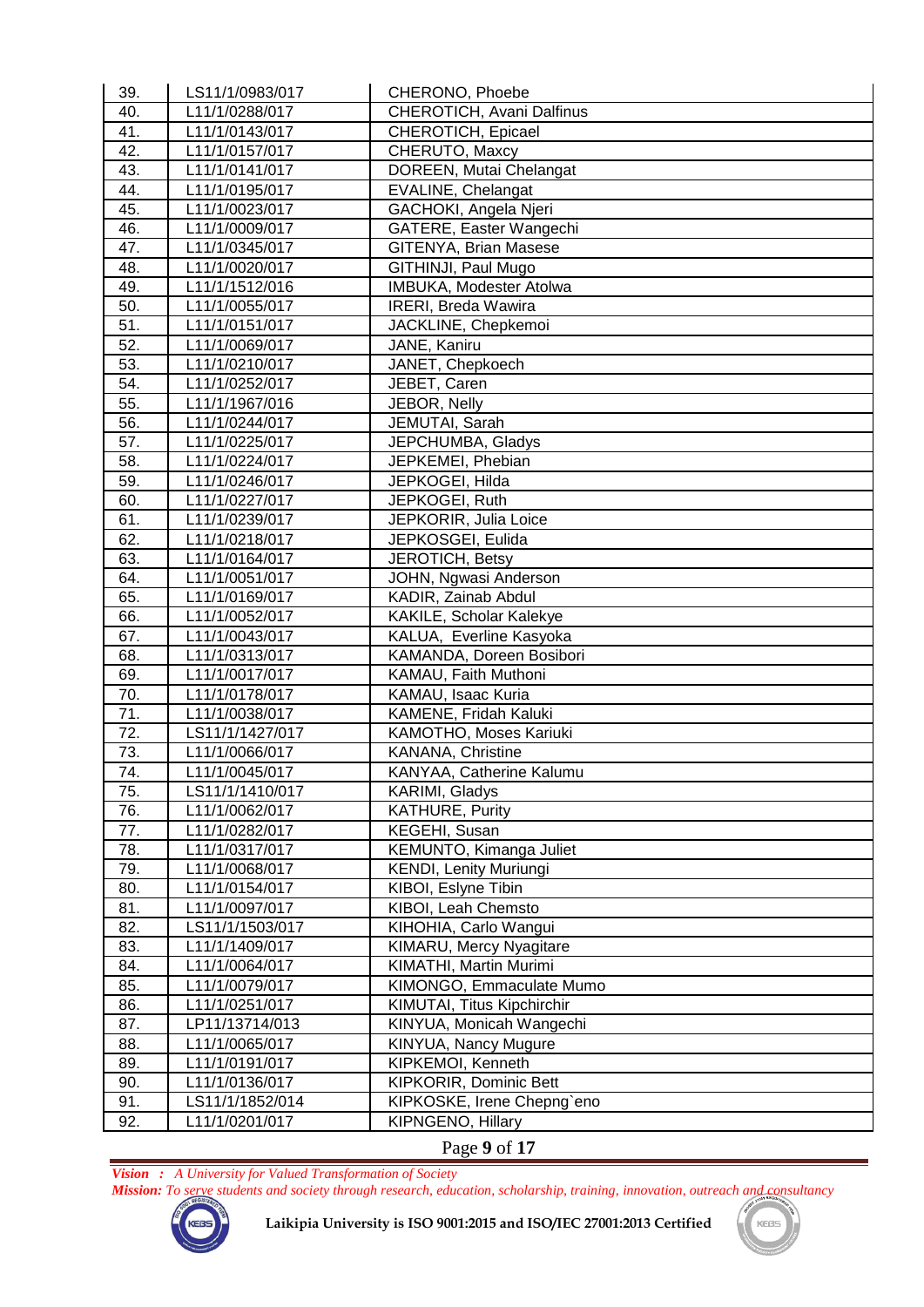| | | |
|---|---|---|
| 39. | LS11/1/0983/017 | CHERONO, Phoebe |
| 40. | L11/1/0288/017 | CHEROTICH, Avani Dalfinus |
| 41. | L11/1/0143/017 | CHEROTICH, Epicael |
| 42. | L11/1/0157/017 | CHERUTO, Maxcy |
| 43. | L11/1/0141/017 | DOREEN, Mutai Chelangat |
| 44. | L11/1/0195/017 | EVALINE, Chelangat |
| 45. | L11/1/0023/017 | GACHOKI, Angela Njeri |
| 46. | L11/1/0009/017 | GATERE, Easter Wangechi |
| 47. | L11/1/0345/017 | GITENYA, Brian Masese |
| 48. | L11/1/0020/017 | GITHINJI, Paul Mugo |
| 49. | L11/1/1512/016 | IMBUKA, Modester Atolwa |
| 50. | L11/1/0055/017 | IRERI, Breda Wawira |
| 51. | L11/1/0151/017 | JACKLINE, Chepkemoi |
| 52. | L11/1/0069/017 | JANE, Kaniru |
| 53. | L11/1/0210/017 | JANET, Chepkoech |
| 54. | L11/1/0252/017 | JEBET, Caren |
| 55. | L11/1/1967/016 | JEBOR, Nelly |
| 56. | L11/1/0244/017 | JEMUTAI, Sarah |
| 57. | L11/1/0225/017 | JEPCHUMBA, Gladys |
| 58. | L11/1/0224/017 | JEPKEMEI, Phebian |
| 59. | L11/1/0246/017 | JEPKOGEI, Hilda |
| 60. | L11/1/0227/017 | JEPKOGEI, Ruth |
| 61. | L11/1/0239/017 | JEPKORIR, Julia Loice |
| 62. | L11/1/0218/017 | JEPKOSGEI, Eulida |
| 63. | L11/1/0164/017 | JEROTICH, Betsy |
| 64. | L11/1/0051/017 | JOHN, Ngwasi Anderson |
| 65. | L11/1/0169/017 | KADIR, Zainab Abdul |
| 66. | L11/1/0052/017 | KAKILE, Scholar Kalekye |
| 67. | L11/1/0043/017 | KALUA, Everline Kasyoka |
| 68. | L11/1/0313/017 | KAMANDA, Doreen Bosibori |
| 69. | L11/1/0017/017 | KAMAU, Faith Muthoni |
| 70. | L11/1/0178/017 | KAMAU, Isaac Kuria |
| 71. | L11/1/0038/017 | KAMENE, Fridah Kaluki |
| 72. | LS11/1/1427/017 | KAMOTHO, Moses Kariuki |
| 73. | L11/1/0066/017 | KANANA, Christine |
| 74. | L11/1/0045/017 | KANYAA, Catherine Kalumu |
| 75. | LS11/1/1410/017 | KARIMI, Gladys |
| 76. | L11/1/0062/017 | KATHURE, Purity |
| 77. | L11/1/0282/017 | KEGEHI, Susan |
| 78. | L11/1/0317/017 | KEMUNTO, Kimanga Juliet |
| 79. | L11/1/0068/017 | KENDI, Lenity Muriungi |
| 80. | L11/1/0154/017 | KIBOI, Eslyne Tibin |
| 81. | L11/1/0097/017 | KIBOI, Leah Chemsto |
| 82. | LS11/1/1503/017 | KIHOHIA, Carlo Wangui |
| 83. | L11/1/1409/017 | KIMARU, Mercy Nyagitare |
| 84. | L11/1/0064/017 | KIMATHI, Martin Murimi |
| 85. | L11/1/0079/017 | KIMONGO, Emmaculate Mumo |
| 86. | L11/1/0251/017 | KIMUTAI, Titus Kipchirchir |
| 87. | LP11/13714/013 | KINYUA, Monicah Wangechi |
| 88. | L11/1/0065/017 | KINYUA, Nancy Mugure |
| 89. | L11/1/0191/017 | KIPKEMOI, Kenneth |
| 90. | L11/1/0136/017 | KIPKORIR, Dominic Bett |
| 91. | LS11/1/1852/014 | KIPKOSKE, Irene Chepng`eno |
| 92. | L11/1/0201/017 | KIPNGENO, Hillary |

*Vision : A University for Valued Transformation of Society*
*Mission: To serve students and society through research, education, scholarship, training, innovation, outreach and consultancy*

**Laikipia University is ISO 9001:2015 and ISO/IEC 27001:2013 Certified**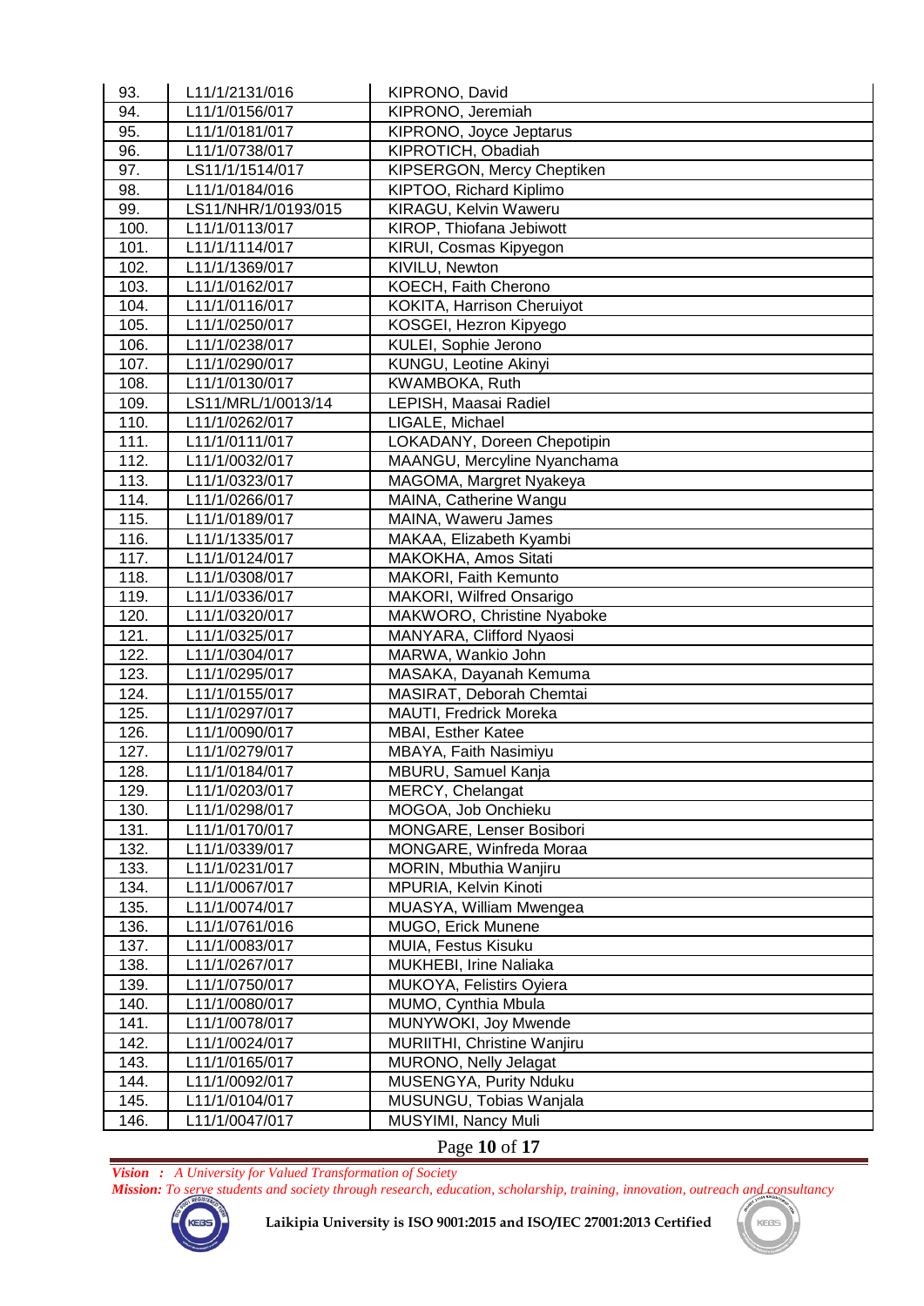| | | |
|---|---|---|
| 93. | L11/1/2131/016 | KIPRONO, David |
| 94. | L11/1/0156/017 | KIPRONO, Jeremiah |
| 95. | L11/1/0181/017 | KIPRONO, Joyce Jeptarus |
| 96. | L11/1/0738/017 | KIPROTICH, Obadiah |
| 97. | LS11/1/1514/017 | KIPSERGON, Mercy Cheptiken |
| 98. | L11/1/0184/016 | KIPTOO, Richard Kiplimo |
| 99. | LS11/NHR/1/0193/015 | KIRAGU, Kelvin Waweru |
| 100. | L11/1/0113/017 | KIROP, Thiofana Jebiwott |
| 101. | L11/1/1114/017 | KIRUI, Cosmas Kipyegon |
| 102. | L11/1/1369/017 | KIVILU, Newton |
| 103. | L11/1/0162/017 | KOECH, Faith Cherono |
| 104. | L11/1/0116/017 | KOKITA, Harrison Cheruiyot |
| 105. | L11/1/0250/017 | KOSGEI, Hezron Kipyego |
| 106. | L11/1/0238/017 | KULEI, Sophie Jerono |
| 107. | L11/1/0290/017 | KUNGU, Leotine Akinyi |
| 108. | L11/1/0130/017 | KWAMBOKA, Ruth |
| 109. | LS11/MRL/1/0013/14 | LEPISH, Maasai Radiel |
| 110. | L11/1/0262/017 | LIGALE, Michael |
| 111. | L11/1/0111/017 | LOKADANY, Doreen Chepotipin |
| 112. | L11/1/0032/017 | MAANGU, Mercyline Nyanchama |
| 113. | L11/1/0323/017 | MAGOMA, Margret Nyakeya |
| 114. | L11/1/0266/017 | MAINA, Catherine Wangu |
| 115. | L11/1/0189/017 | MAINA, Waweru James |
| 116. | L11/1/1335/017 | MAKAA, Elizabeth Kyambi |
| 117. | L11/1/0124/017 | MAKOKHA, Amos Sitati |
| 118. | L11/1/0308/017 | MAKORI, Faith Kemunto |
| 119. | L11/1/0336/017 | MAKORI, Wilfred Onsarigo |
| 120. | L11/1/0320/017 | MAKWORO, Christine Nyaboke |
| 121. | L11/1/0325/017 | MANYARA, Clifford Nyaosi |
| 122. | L11/1/0304/017 | MARWA, Wankio John |
| 123. | L11/1/0295/017 | MASAKA, Dayanah Kemuma |
| 124. | L11/1/0155/017 | MASIRAT, Deborah Chemtai |
| 125. | L11/1/0297/017 | MAUTI, Fredrick Moreka |
| 126. | L11/1/0090/017 | MBAI, Esther Katee |
| 127. | L11/1/0279/017 | MBAYA, Faith Nasimiyu |
| 128. | L11/1/0184/017 | MBURU, Samuel Kanja |
| 129. | L11/1/0203/017 | MERCY, Chelangat |
| 130. | L11/1/0298/017 | MOGOA, Job Onchieku |
| 131. | L11/1/0170/017 | MONGARE, Lenser Bosibori |
| 132. | L11/1/0339/017 | MONGARE, Winfreda Moraa |
| 133. | L11/1/0231/017 | MORIN, Mbuthia Wanjiru |
| 134. | L11/1/0067/017 | MPURIA, Kelvin Kinoti |
| 135. | L11/1/0074/017 | MUASYA, William Mwengea |
| 136. | L11/1/0761/016 | MUGO, Erick Munene |
| 137. | L11/1/0083/017 | MUIA, Festus Kisuku |
| 138. | L11/1/0267/017 | MUKHEBI, Irine Naliaka |
| 139. | L11/1/0750/017 | MUKOYA, Felistirs Oyiera |
| 140. | L11/1/0080/017 | MUMO, Cynthia Mbula |
| 141. | L11/1/0078/017 | MUNYWOKI, Joy Mwende |
| 142. | L11/1/0024/017 | MURIITHI, Christine Wanjiru |
| 143. | L11/1/0165/017 | MURONO, Nelly Jelagat |
| 144. | L11/1/0092/017 | MUSENGYA, Purity Nduku |
| 145. | L11/1/0104/017 | MUSUNGU, Tobias Wanjala |
| 146. | L11/1/0047/017 | MUSYIMI, Nancy Muli |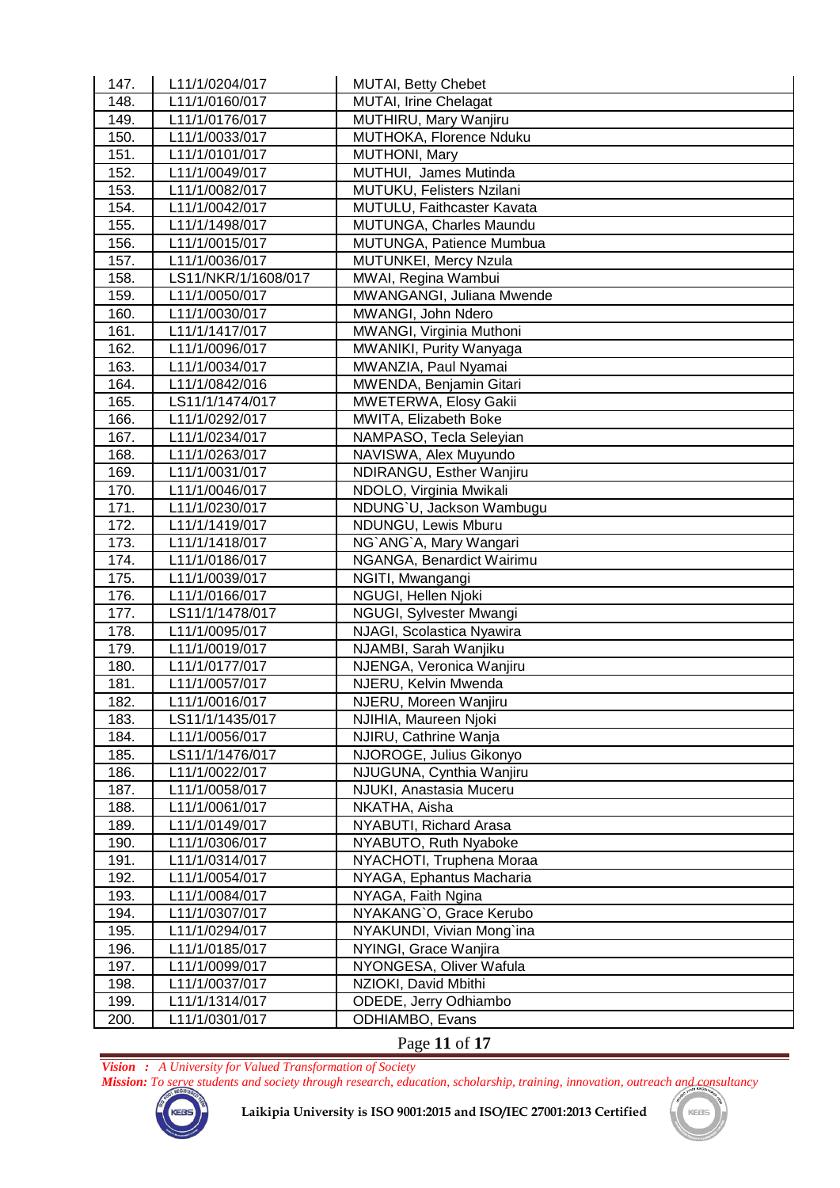| | | |
|---|---|---|
| 147. | L11/1/0204/017 | MUTAI, Betty Chebet |
| 148. | L11/1/0160/017 | MUTAI, Irine Chelagat |
| 149. | L11/1/0176/017 | MUTHIRU, Mary Wanjiru |
| 150. | L11/1/0033/017 | MUTHOKA, Florence Nduku |
| 151. | L11/1/0101/017 | MUTHONI, Mary |
| 152. | L11/1/0049/017 | MUTHUI, James Mutinda |
| 153. | L11/1/0082/017 | MUTUKU, Felisters Nzilani |
| 154. | L11/1/0042/017 | MUTULU, Faithcaster Kavata |
| 155. | L11/1/1498/017 | MUTUNGA, Charles Maundu |
| 156. | L11/1/0015/017 | MUTUNGA, Patience Mumbua |
| 157. | L11/1/0036/017 | MUTUNKEI, Mercy Nzula |
| 158. | LS11/NKR/1/1608/017 | MWAI, Regina Wambui |
| 159. | L11/1/0050/017 | MWANGANGI, Juliana Mwende |
| 160. | L11/1/0030/017 | MWANGI, John Ndero |
| 161. | L11/1/1417/017 | MWANGI, Virginia Muthoni |
| 162. | L11/1/0096/017 | MWANIKI, Purity Wanyaga |
| 163. | L11/1/0034/017 | MWANZIA, Paul Nyamai |
| 164. | L11/1/0842/016 | MWENDA, Benjamin Gitari |
| 165. | LS11/1/1474/017 | MWETERWA, Elosy Gakii |
| 166. | L11/1/0292/017 | MWITA, Elizabeth Boke |
| 167. | L11/1/0234/017 | NAMPASO, Tecla Seleyian |
| 168. | L11/1/0263/017 | NAVISWA, Alex Muyundo |
| 169. | L11/1/0031/017 | NDIRANGU, Esther Wanjiru |
| 170. | L11/1/0046/017 | NDOLO, Virginia Mwikali |
| 171. | L11/1/0230/017 | NDUNG`U, Jackson Wambugu |
| 172. | L11/1/1419/017 | NDUNGU, Lewis Mburu |
| 173. | L11/1/1418/017 | NG`ANG`A, Mary Wangari |
| 174. | L11/1/0186/017 | NGANGA, Benardict Wairimu |
| 175. | L11/1/0039/017 | NGITI, Mwangangi |
| 176. | L11/1/0166/017 | NGUGI, Hellen Njoki |
| 177. | LS11/1/1478/017 | NGUGI, Sylvester Mwangi |
| 178. | L11/1/0095/017 | NJAGI, Scolastica Nyawira |
| 179. | L11/1/0019/017 | NJAMBI, Sarah Wanjiku |
| 180. | L11/1/0177/017 | NJENGA, Veronica Wanjiru |
| 181. | L11/1/0057/017 | NJERU, Kelvin Mwenda |
| 182. | L11/1/0016/017 | NJERU, Moreen Wanjiru |
| 183. | LS11/1/1435/017 | NJIHIA, Maureen Njoki |
| 184. | L11/1/0056/017 | NJIRU, Cathrine Wanja |
| 185. | LS11/1/1476/017 | NJOROGE, Julius Gikonyo |
| 186. | L11/1/0022/017 | NJUGUNA, Cynthia Wanjiru |
| 187. | L11/1/0058/017 | NJUKI, Anastasia Muceru |
| 188. | L11/1/0061/017 | NKATHA, Aisha |
| 189. | L11/1/0149/017 | NYABUTI, Richard Arasa |
| 190. | L11/1/0306/017 | NYABUTO, Ruth Nyaboke |
| 191. | L11/1/0314/017 | NYACHOTI, Truphena Moraa |
| 192. | L11/1/0054/017 | NYAGA, Ephantus Macharia |
| 193. | L11/1/0084/017 | NYAGA, Faith Ngina |
| 194. | L11/1/0307/017 | NYAKANG`O, Grace Kerubo |
| 195. | L11/1/0294/017 | NYAKUNDI, Vivian Mong`ina |
| 196. | L11/1/0185/017 | NYINGI, Grace Wanjira |
| 197. | L11/1/0099/017 | NYONGESA, Oliver Wafula |
| 198. | L11/1/0037/017 | NZIOKI, David Mbithi |
| 199. | L11/1/1314/017 | ODEDE, Jerry Odhiambo |
| 200. | L11/1/0301/017 | ODHIAMBO, Evans |

*Vision : A University for Valued Transformation of Society*
*Mission: To serve students and society through research, education, scholarship, training, innovation, outreach and consultancy*

**Laikipia University is ISO 9001:2015 and ISO/IEC 27001:2013 Certified**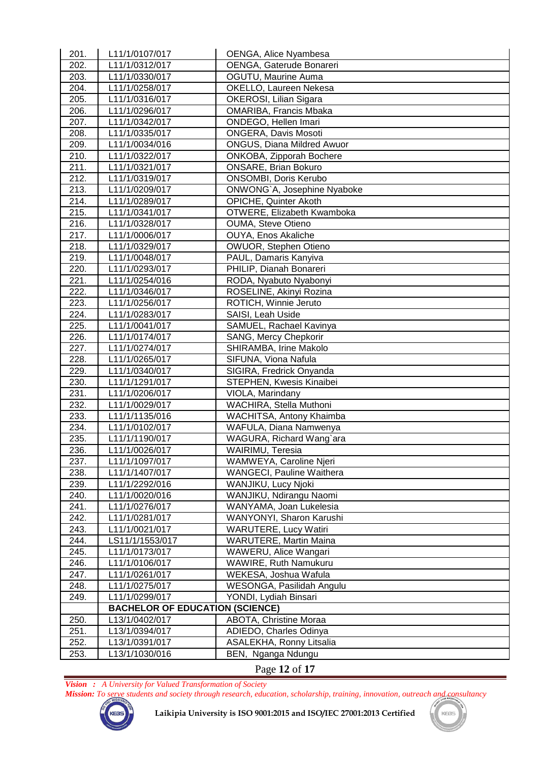| | | |
|---|---|---|
| 201. | L11/1/0107/017 | OENGA, Alice Nyambesa |
| 202. | L11/1/0312/017 | OENGA, Gaterude Bonareri |
| 203. | L11/1/0330/017 | OGUTU, Maurine Auma |
| 204. | L11/1/0258/017 | OKELLO, Laureen Nekesa |
| 205. | L11/1/0316/017 | OKEROSI, Lilian Sigara |
| 206. | L11/1/0296/017 | OMARIBA, Francis Mbaka |
| 207. | L11/1/0342/017 | ONDEGO, Hellen Imari |
| 208. | L11/1/0335/017 | ONGERA, Davis Mosoti |
| 209. | L11/1/0034/016 | ONGUS, Diana Mildred Awuor |
| 210. | L11/1/0322/017 | ONKOBA, Zipporah Bochere |
| 211. | L11/1/0321/017 | ONSARE, Brian Bokuro |
| 212. | L11/1/0319/017 | ONSOMBI, Doris Kerubo |
| 213. | L11/1/0209/017 | ONWONG`A, Josephine Nyaboke |
| 214. | L11/1/0289/017 | OPICHE, Quinter Akoth |
| 215. | L11/1/0341/017 | OTWERE, Elizabeth Kwamboka |
| 216. | L11/1/0328/017 | OUMA, Steve Otieno |
| 217. | L11/1/0006/017 | OUYA, Enos Akaliche |
| 218. | L11/1/0329/017 | OWUOR, Stephen Otieno |
| 219. | L11/1/0048/017 | PAUL, Damaris Kanyiva |
| 220. | L11/1/0293/017 | PHILIP, Dianah Bonareri |
| 221. | L11/1/0254/016 | RODA, Nyabuto Nyabonyi |
| 222. | L11/1/0346/017 | ROSELINE, Akinyi Rozina |
| 223. | L11/1/0256/017 | ROTICH, Winnie Jeruto |
| 224. | L11/1/0283/017 | SAISI, Leah Uside |
| 225. | L11/1/0041/017 | SAMUEL, Rachael Kavinya |
| 226. | L11/1/0174/017 | SANG, Mercy Chepkorir |
| 227. | L11/1/0274/017 | SHIRAMBA, Irine Makolo |
| 228. | L11/1/0265/017 | SIFUNA, Viona Nafula |
| 229. | L11/1/0340/017 | SIGIRA, Fredrick Onyanda |
| 230. | L11/1/1291/017 | STEPHEN, Kwesis Kinaibei |
| 231. | L11/1/0206/017 | VIOLA, Marindany |
| 232. | L11/1/0029/017 | WACHIRA, Stella Muthoni |
| 233. | L11/1/1135/016 | WACHITSA, Antony Khaimba |
| 234. | L11/1/0102/017 | WAFULA, Diana Namwenya |
| 235. | L11/1/1190/017 | WAGURA, Richard Wang`ara |
| 236. | L11/1/0026/017 | WAIRIMU, Teresia |
| 237. | L11/1/1097/017 | WAMWEYA, Caroline Njeri |
| 238. | L11/1/1407/017 | WANGECI, Pauline Waithera |
| 239. | L11/1/2292/016 | WANJIKU, Lucy Njoki |
| 240. | L11/1/0020/016 | WANJIKU, Ndirangu Naomi |
| 241. | L11/1/0276/017 | WANYAMA, Joan Lukelesia |
| 242. | L11/1/0281/017 | WANYONYI, Sharon Karushi |
| 243. | L11/1/0021/017 | WARUTERE, Lucy Watiri |
| 244. | LS11/1/1553/017 | WARUTERE, Martin Maina |
| 245. | L11/1/0173/017 | WAWERU, Alice Wangari |
| 246. | L11/1/0106/017 | WAWIRE, Ruth Namukuru |
| 247. | L11/1/0261/017 | WEKESA, Joshua Wafula |
| 248. | L11/1/0275/017 | WESONGA, Pasilidah Angulu |
| 249. | L11/1/0299/017 | YONDI, Lydiah Binsari |
| | **BACHELOR OF EDUCATION (SCIENCE)** | |
| 250. | L13/1/0402/017 | ABOTA, Christine Moraa |
| 251. | L13/1/0394/017 | ADIEDO, Charles Odinya |
| 252. | L13/1/0391/017 | ASALEKHA, Ronny Litsalia |
| 253. | L13/1/1030/016 | BEN, Nganga Ndungu |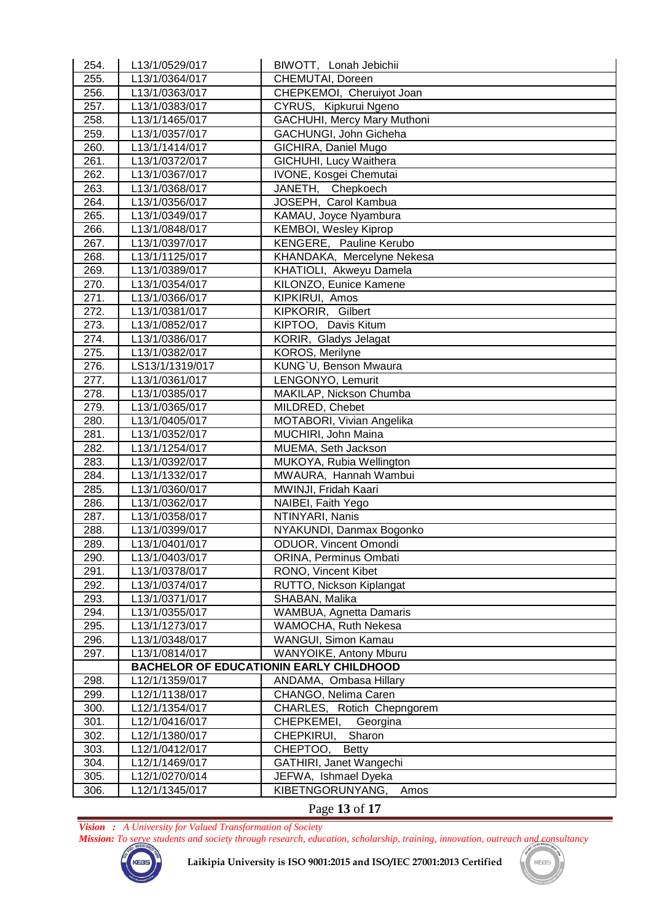| | | |
|---|---|---|
| 254. | L13/1/0529/017 | BIWOTT, Lonah Jebichii |
| 255. | L13/1/0364/017 | CHEMUTAI, Doreen |
| 256. | L13/1/0363/017 | CHEPKEMOI, Cheruiyot Joan |
| 257. | L13/1/0383/017 | CYRUS, Kipkurui Ngeno |
| 258. | L13/1/1465/017 | GACHUHI, Mercy Mary Muthoni |
| 259. | L13/1/0357/017 | GACHUNGI, John Gicheha |
| 260. | L13/1/1414/017 | GICHIRA, Daniel Mugo |
| 261. | L13/1/0372/017 | GICHUHI, Lucy Waithera |
| 262. | L13/1/0367/017 | IVONE, Kosgei Chemutai |
| 263. | L13/1/0368/017 | JANETH, Chepkoech |
| 264. | L13/1/0356/017 | JOSEPH, Carol Kambua |
| 265. | L13/1/0349/017 | KAMAU, Joyce Nyambura |
| 266. | L13/1/0848/017 | KEMBOI, Wesley Kiprop |
| 267. | L13/1/0397/017 | KENGERE, Pauline Kerubo |
| 268. | L13/1/1125/017 | KHANDAKA, Mercelyne Nekesa |
| 269. | L13/1/0389/017 | KHATIOLI, Akweyu Damela |
| 270. | L13/1/0354/017 | KILONZO, Eunice Kamene |
| 271. | L13/1/0366/017 | KIPKIRUI, Amos |
| 272. | L13/1/0381/017 | KIPKORIR, Gilbert |
| 273. | L13/1/0852/017 | KIPTOO, Davis Kitum |
| 274. | L13/1/0386/017 | KORIR, Gladys Jelagat |
| 275. | L13/1/0382/017 | KOROS, Merilyne |
| 276. | LS13/1/1319/017 | KUNG`U, Benson Mwaura |
| 277. | L13/1/0361/017 | LENGONYO, Lemurit |
| 278. | L13/1/0385/017 | MAKILAP, Nickson Chumba |
| 279. | L13/1/0365/017 | MILDRED, Chebet |
| 280. | L13/1/0405/017 | MOTABORI, Vivian Angelika |
| 281. | L13/1/0352/017 | MUCHIRI, John Maina |
| 282. | L13/1/1254/017 | MUEMA, Seth Jackson |
| 283. | L13/1/0392/017 | MUKOYA, Rubia Wellington |
| 284. | L13/1/1332/017 | MWAURA, Hannah Wambui |
| 285. | L13/1/0360/017 | MWINJI, Fridah Kaari |
| 286. | L13/1/0362/017 | NAIBEI, Faith Yego |
| 287. | L13/1/0358/017 | NTINYARI, Nanis |
| 288. | L13/1/0399/017 | NYAKUNDI, Danmax Bogonko |
| 289. | L13/1/0401/017 | ODUOR, Vincent Omondi |
| 290. | L13/1/0403/017 | ORINA, Perminus Ombati |
| 291. | L13/1/0378/017 | RONO, Vincent Kibet |
| 292. | L13/1/0374/017 | RUTTO, Nickson Kiplangat |
| 293. | L13/1/0371/017 | SHABAN, Malika |
| 294. | L13/1/0355/017 | WAMBUA, Agnetta Damaris |
| 295. | L13/1/1273/017 | WAMOCHA, Ruth Nekesa |
| 296. | L13/1/0348/017 | WANGUI, Simon Kamau |
| 297. | L13/1/0814/017 | WANYOIKE, Antony Mburu |
| | **BACHELOR OF EDUCATIONIN EARLY CHILDHOOD** | |
| 298. | L12/1/1359/017 | ANDAMA, Ombasa Hillary |
| 299. | L12/1/1138/017 | CHANGO, Nelima Caren |
| 300. | L12/1/1354/017 | CHARLES, Rotich Chepngorem |
| 301. | L12/1/0416/017 | CHEPKEMEI, Georgina |
| 302. | L12/1/1380/017 | CHEPKIRUI, Sharon |
| 303. | L12/1/0412/017 | CHEPTOO, Betty |
| 304. | L12/1/1469/017 | GATHIRI, Janet Wangechi |
| 305. | L12/1/0270/014 | JEFWA, Ishmael Dyeka |
| 306. | L12/1/1345/017 | KIBETNGORUNYANG, Amos |

*Vision : A University for Valued Transformation of Society*

*Mission: To serve students and society through research, education, scholarship, training, innovation, outreach and consultancy*

**Laikipia University is ISO 9001:2015 and ISO/IEC 27001:2013 Certified**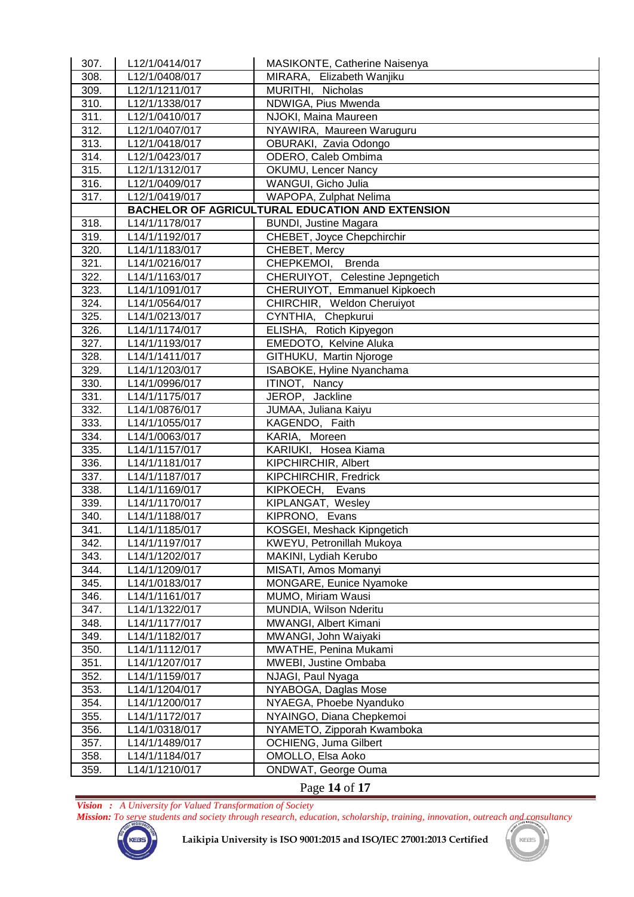| | | |
|---|---|---|
| 307. | L12/1/0414/017 | MASIKONTE, Catherine Naisenya |
| 308. | L12/1/0408/017 | MIRARA, Elizabeth Wanjiku |
| 309. | L12/1/1211/017 | MURITHI, Nicholas |
| 310. | L12/1/1338/017 | NDWIGA, Pius Mwenda |
| 311. | L12/1/0410/017 | NJOKI, Maina Maureen |
| 312. | L12/1/0407/017 | NYAWIRA, Maureen Waruguru |
| 313. | L12/1/0418/017 | OBURAKI, Zavia Odongo |
| 314. | L12/1/0423/017 | ODERO, Caleb Ombima |
| 315. | L12/1/1312/017 | OKUMU, Lencer Nancy |
| 316. | L12/1/0409/017 | WANGUI, Gicho Julia |
| 317. | L12/1/0419/017 | WAPOPA, Zulphat Nelima |
| | **BACHELOR OF AGRICULTURAL EDUCATION AND EXTENSION** | |
| 318. | L14/1/1178/017 | BUNDI, Justine Magara |
| 319. | L14/1/1192/017 | CHEBET, Joyce Chepchirchir |
| 320. | L14/1/1183/017 | CHEBET, Mercy |
| 321. | L14/1/0216/017 | CHEPKEMOI, Brenda |
| 322. | L14/1/1163/017 | CHERUIYOT, Celestine Jepngetich |
| 323. | L14/1/1091/017 | CHERUIYOT, Emmanuel Kipkoech |
| 324. | L14/1/0564/017 | CHIRCHIR, Weldon Cheruiyot |
| 325. | L14/1/0213/017 | CYNTHIA, Chepkurui |
| 326. | L14/1/1174/017 | ELISHA, Rotich Kipyegon |
| 327. | L14/1/1193/017 | EMEDOTO, Kelvine Aluka |
| 328. | L14/1/1411/017 | GITHUKU, Martin Njoroge |
| 329. | L14/1/1203/017 | ISABOKE, Hyline Nyanchama |
| 330. | L14/1/0996/017 | ITINOT, Nancy |
| 331. | L14/1/1175/017 | JEROP, Jackline |
| 332. | L14/1/0876/017 | JUMAA, Juliana Kaiyu |
| 333. | L14/1/1055/017 | KAGENDO, Faith |
| 334. | L14/1/0063/017 | KARIA, Moreen |
| 335. | L14/1/1157/017 | KARIUKI, Hosea Kiama |
| 336. | L14/1/1181/017 | KIPCHIRCHIR, Albert |
| 337. | L14/1/1187/017 | KIPCHIRCHIR, Fredrick |
| 338. | L14/1/1169/017 | KIPKOECH, Evans |
| 339. | L14/1/1170/017 | KIPLANGAT, Wesley |
| 340. | L14/1/1188/017 | KIPRONO, Evans |
| 341. | L14/1/1185/017 | KOSGEI, Meshack Kipngetich |
| 342. | L14/1/1197/017 | KWEYU, Petronillah Mukoya |
| 343. | L14/1/1202/017 | MAKINI, Lydiah Kerubo |
| 344. | L14/1/1209/017 | MISATI, Amos Momanyi |
| 345. | L14/1/0183/017 | MONGARE, Eunice Nyamoke |
| 346. | L14/1/1161/017 | MUMO, Miriam Wausi |
| 347. | L14/1/1322/017 | MUNDIA, Wilson Nderitu |
| 348. | L14/1/1177/017 | MWANGI, Albert Kimani |
| 349. | L14/1/1182/017 | MWANGI, John Waiyaki |
| 350. | L14/1/1112/017 | MWATHE, Penina Mukami |
| 351. | L14/1/1207/017 | MWEBI, Justine Ombaba |
| 352. | L14/1/1159/017 | NJAGI, Paul Nyaga |
| 353. | L14/1/1204/017 | NYABOGA, Daglas Mose |
| 354. | L14/1/1200/017 | NYAEGA, Phoebe Nyanduko |
| 355. | L14/1/1172/017 | NYAINGO, Diana Chepkemoi |
| 356. | L14/1/0318/017 | NYAMETO, Zipporah Kwamboka |
| 357. | L14/1/1489/017 | OCHIENG, Juma Gilbert |
| 358. | L14/1/1184/017 | OMOLLO, Elsa Aoko |
| 359. | L14/1/1210/017 | ONDWAT, George Ouma |

***Vision :*** *A University for Valued Transformation of Society*
***Mission:*** *To serve students and society through research, education, scholarship, training, innovation, outreach and consultancy*

**Laikipia University is ISO 9001:2015 and ISO/IEC 27001:2013 Certified**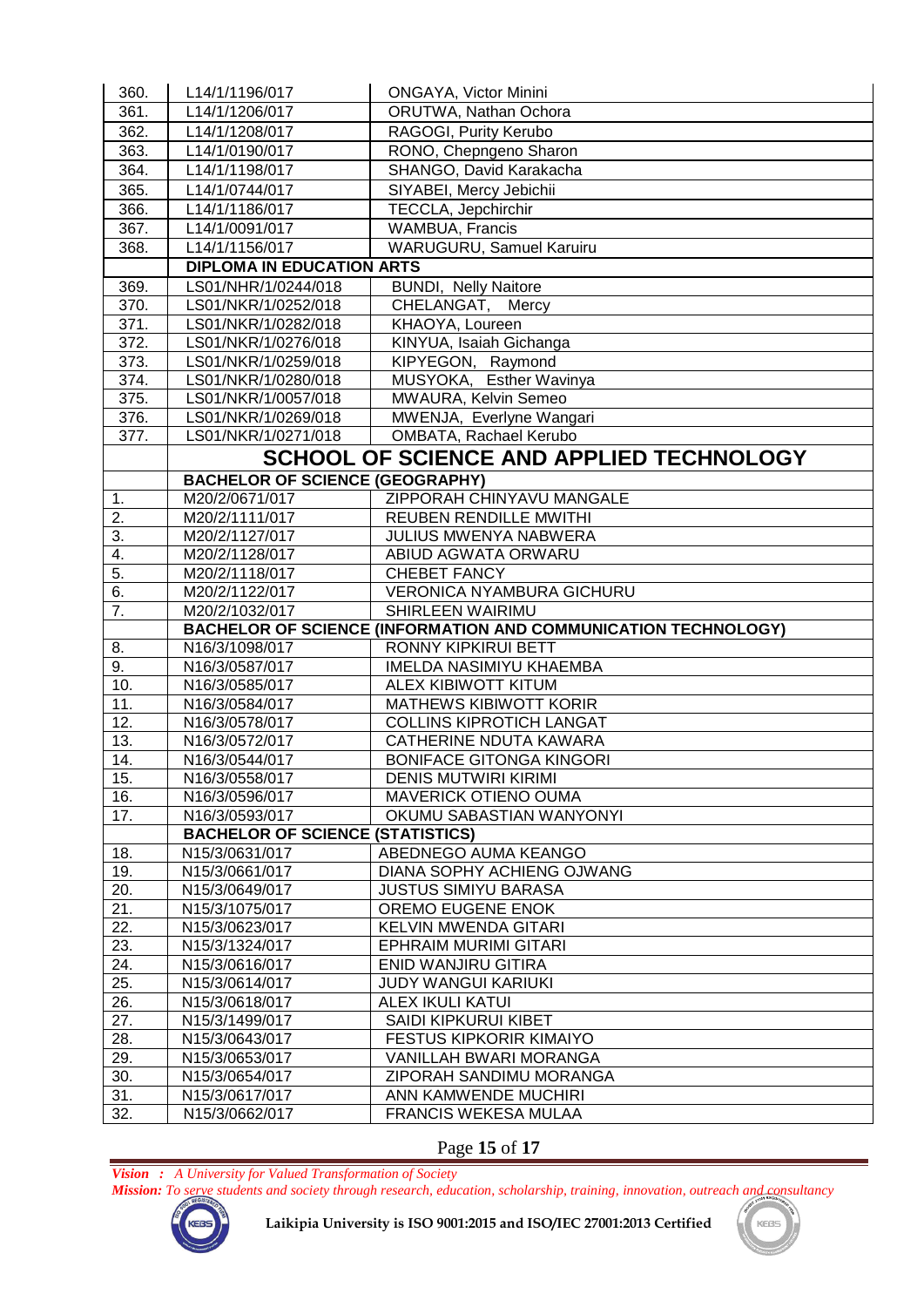| | | |
|---|---|---|
| 360. | L14/1/1196/017 | ONGAYA, Victor Minini |
| 361. | L14/1/1206/017 | ORUTWA, Nathan Ochora |
| 362. | L14/1/1208/017 | RAGOGI, Purity Kerubo |
| 363. | L14/1/0190/017 | RONO, Chepngeno Sharon |
| 364. | L14/1/1198/017 | SHANGO, David Karakacha |
| 365. | L14/1/0744/017 | SIYABEI, Mercy Jebichii |
| 366. | L14/1/1186/017 | TECCLA, Jepchirchir |
| 367. | L14/1/0091/017 | WAMBUA, Francis |
| 368. | L14/1/1156/017 | WARUGURU, Samuel Karuiru |
| | **DIPLOMA IN EDUCATION ARTS** | |
| 369. | LS01/NHR/1/0244/018 | BUNDI, Nelly Naitore |
| 370. | LS01/NKR/1/0252/018 | CHELANGAT, Mercy |
| 371. | LS01/NKR/1/0282/018 | KHAOYA, Loureen |
| 372. | LS01/NKR/1/0276/018 | KINYUA, Isaiah Gichanga |
| 373. | LS01/NKR/1/0259/018 | KIPYEGON, Raymond |
| 374. | LS01/NKR/1/0280/018 | MUSYOKA, Esther Wavinya |
| 375. | LS01/NKR/1/0057/018 | MWAURA, Kelvin Semeo |
| 376. | LS01/NKR/1/0269/018 | MWENJA, Everlyne Wangari |
| 377. | LS01/NKR/1/0271/018 | OMBATA, Rachael Kerubo |
| | **SCHOOL OF SCIENCE AND APPLIED TECHNOLOGY** | |
| | **BACHELOR OF SCIENCE (GEOGRAPHY)** | |
| 1. | M20/2/0671/017 | ZIPPORAH CHINYAVU MANGALE |
| 2. | M20/2/1111/017 | REUBEN RENDILLE MWITHI |
| 3. | M20/2/1127/017 | JULIUS MWENYA NABWERA |
| 4. | M20/2/1128/017 | ABIUD AGWATA ORWARU |
| 5. | M20/2/1118/017 | CHEBET FANCY |
| 6. | M20/2/1122/017 | VERONICA NYAMBURA GICHURU |
| 7. | M20/2/1032/017 | SHIRLEEN WAIRIMU |
| | **BACHELOR OF SCIENCE (INFORMATION AND COMMUNICATION TECHNOLOGY)** | |
| 8. | N16/3/1098/017 | RONNY KIPKIRUI BETT |
| 9. | N16/3/0587/017 | IMELDA NASIMIYU KHAEMBA |
| 10. | N16/3/0585/017 | ALEX KIBIWOTT KITUM |
| 11. | N16/3/0584/017 | MATHEWS KIBIWOTT KORIR |
| 12. | N16/3/0578/017 | COLLINS KIPROTICH LANGAT |
| 13. | N16/3/0572/017 | CATHERINE NDUTA KAWARA |
| 14. | N16/3/0544/017 | BONIFACE GITONGA KINGORI |
| 15. | N16/3/0558/017 | DENIS MUTWIRI KIRIMI |
| 16. | N16/3/0596/017 | MAVERICK OTIENO OUMA |
| 17. | N16/3/0593/017 | OKUMU SABASTIAN WANYONYI |
| | **BACHELOR OF SCIENCE (STATISTICS)** | |
| 18. | N15/3/0631/017 | ABEDNEGO AUMA KEANGO |
| 19. | N15/3/0661/017 | DIANA SOPHY ACHIENG OJWANG |
| 20. | N15/3/0649/017 | JUSTUS SIMIYU BARASA |
| 21. | N15/3/1075/017 | OREMO EUGENE ENOK |
| 22. | N15/3/0623/017 | KELVIN MWENDA GITARI |
| 23. | N15/3/1324/017 | EPHRAIM MURIMI GITARI |
| 24. | N15/3/0616/017 | ENID WANJIRU GITIRA |
| 25. | N15/3/0614/017 | JUDY WANGUI KARIUKI |
| 26. | N15/3/0618/017 | ALEX IKULI KATUI |
| 27. | N15/3/1499/017 | SAIDI KIPKURUI KIBET |
| 28. | N15/3/0643/017 | FESTUS KIPKORIR KIMAIYO |
| 29. | N15/3/0653/017 | VANILLAH BWARI MORANGA |
| 30. | N15/3/0654/017 | ZIPORAH SANDIMU MORANGA |
| 31. | N15/3/0617/017 | ANN KAMWENDE MUCHIRI |
| 32. | N15/3/0662/017 | FRANCIS WEKESA MULAA |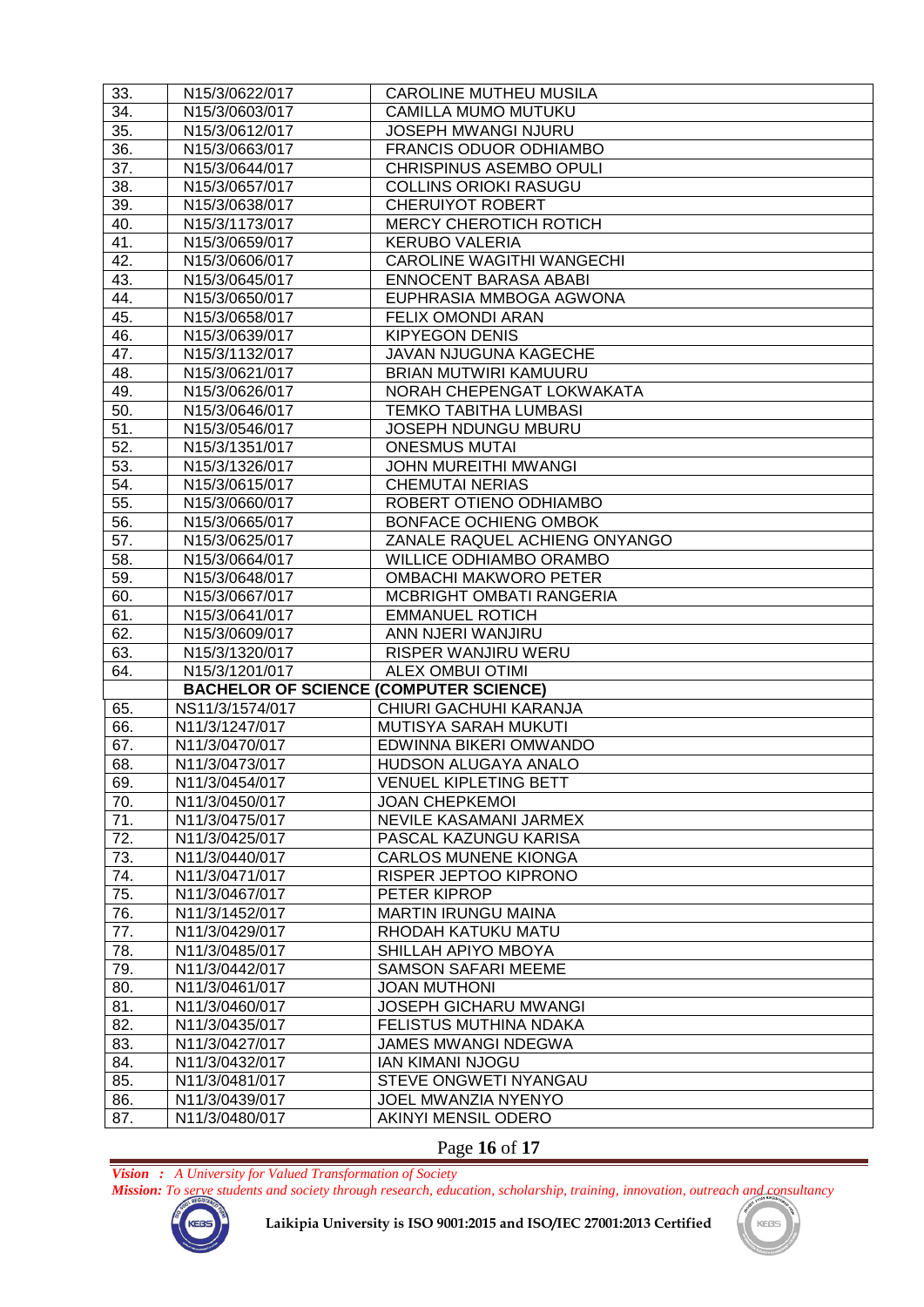| | | |
|---|---|---|
| 33. | N15/3/0622/017 | CAROLINE MUTHEU MUSILA |
| 34. | N15/3/0603/017 | CAMILLA MUMO MUTUKU |
| 35. | N15/3/0612/017 | JOSEPH MWANGI NJURU |
| 36. | N15/3/0663/017 | FRANCIS ODUOR ODHIAMBO |
| 37. | N15/3/0644/017 | CHRISPINUS ASEMBO OPULI |
| 38. | N15/3/0657/017 | COLLINS ORIOKI RASUGU |
| 39. | N15/3/0638/017 | CHERUIYOT ROBERT |
| 40. | N15/3/1173/017 | MERCY CHEROTICH ROTICH |
| 41. | N15/3/0659/017 | KERUBO VALERIA |
| 42. | N15/3/0606/017 | CAROLINE WAGITHI WANGECHI |
| 43. | N15/3/0645/017 | ENNOCENT BARASA ABABI |
| 44. | N15/3/0650/017 | EUPHRASIA MMBOGA AGWONA |
| 45. | N15/3/0658/017 | FELIX OMONDI ARAN |
| 46. | N15/3/0639/017 | KIPYEGON DENIS |
| 47. | N15/3/1132/017 | JAVAN NJUGUNA KAGECHE |
| 48. | N15/3/0621/017 | BRIAN MUTWIRI KAMUURU |
| 49. | N15/3/0626/017 | NORAH CHEPENGAT LOKWAKATA |
| 50. | N15/3/0646/017 | TEMKO TABITHA LUMBASI |
| 51. | N15/3/0546/017 | JOSEPH NDUNGU MBURU |
| 52. | N15/3/1351/017 | ONESMUS MUTAI |
| 53. | N15/3/1326/017 | JOHN MUREITHI MWANGI |
| 54. | N15/3/0615/017 | CHEMUTAI NERIAS |
| 55. | N15/3/0660/017 | ROBERT OTIENO ODHIAMBO |
| 56. | N15/3/0665/017 | BONFACE OCHIENG OMBOK |
| 57. | N15/3/0625/017 | ZANALE RAQUEL ACHIENG ONYANGO |
| 58. | N15/3/0664/017 | WILLICE ODHIAMBO ORAMBO |
| 59. | N15/3/0648/017 | OMBACHI MAKWORO PETER |
| 60. | N15/3/0667/017 | MCBRIGHT OMBATI RANGERIA |
| 61. | N15/3/0641/017 | EMMANUEL ROTICH |
| 62. | N15/3/0609/017 | ANN NJERI WANJIRU |
| 63. | N15/3/1320/017 | RISPER WANJIRU WERU |
| 64. | N15/3/1201/017 | ALEX OMBUI OTIMI |
| | **BACHELOR OF SCIENCE (COMPUTER SCIENCE)** | |
| 65. | NS11/3/1574/017 | CHIURI GACHUHI KARANJA |
| 66. | N11/3/1247/017 | MUTISYA SARAH MUKUTI |
| 67. | N11/3/0470/017 | EDWINNA BIKERI OMWANDO |
| 68. | N11/3/0473/017 | HUDSON ALUGAYA ANALO |
| 69. | N11/3/0454/017 | VENUEL KIPLETING BETT |
| 70. | N11/3/0450/017 | JOAN CHEPKEMOI |
| 71. | N11/3/0475/017 | NEVILE KASAMANI JARMEX |
| 72. | N11/3/0425/017 | PASCAL KAZUNGU KARISA |
| 73. | N11/3/0440/017 | CARLOS MUNENE KIONGA |
| 74. | N11/3/0471/017 | RISPER JEPTOO KIPRONO |
| 75. | N11/3/0467/017 | PETER KIPROP |
| 76. | N11/3/1452/017 | MARTIN IRUNGU MAINA |
| 77. | N11/3/0429/017 | RHODAH KATUKU MATU |
| 78. | N11/3/0485/017 | SHILLAH APIYO MBOYA |
| 79. | N11/3/0442/017 | SAMSON SAFARI MEEME |
| 80. | N11/3/0461/017 | JOAN MUTHONI |
| 81. | N11/3/0460/017 | JOSEPH GICHARU MWANGI |
| 82. | N11/3/0435/017 | FELISTUS MUTHINA NDAKA |
| 83. | N11/3/0427/017 | JAMES MWANGI NDEGWA |
| 84. | N11/3/0432/017 | IAN KIMANI NJOGU |
| 85. | N11/3/0481/017 | STEVE ONGWETI NYANGAU |
| 86. | N11/3/0439/017 | JOEL MWANZIA NYENYO |
| 87. | N11/3/0480/017 | AKINYI MENSIL ODERO |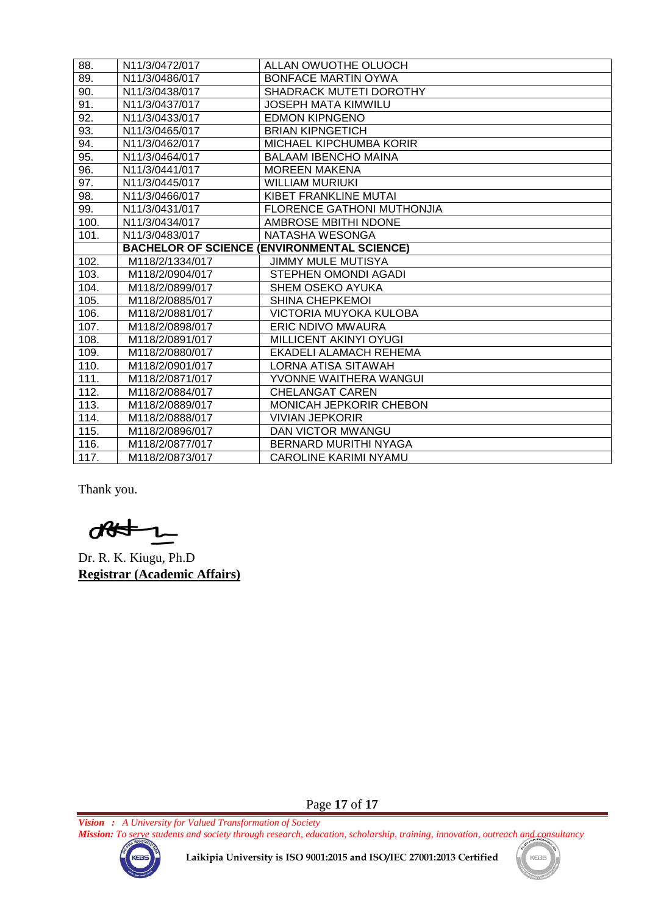| | | |
|---|---|---|
| 88. | N11/3/0472/017 | ALLAN OWUOTHE OLUOCH |
| 89. | N11/3/0486/017 | BONFACE MARTIN OYWA |
| 90. | N11/3/0438/017 | SHADRACK MUTETI DOROTHY |
| 91. | N11/3/0437/017 | JOSEPH MATA KIMWILU |
| 92. | N11/3/0433/017 | EDMON KIPNGENO |
| 93. | N11/3/0465/017 | BRIAN KIPNGETICH |
| 94. | N11/3/0462/017 | MICHAEL KIPCHUMBA KORIR |
| 95. | N11/3/0464/017 | BALAAM IBENCHO MAINA |
| 96. | N11/3/0441/017 | MOREEN MAKENA |
| 97. | N11/3/0445/017 | WILLIAM MURIUKI |
| 98. | N11/3/0466/017 | KIBET FRANKLINE MUTAI |
| 99. | N11/3/0431/017 | FLORENCE GATHONI MUTHONJIA |
| 100. | N11/3/0434/017 | AMBROSE MBITHI NDONE |
| 101. | N11/3/0483/017 | NATASHA WESONGA |
| | **BACHELOR OF SCIENCE (ENVIRONMENTAL SCIENCE)** | |
| 102. | M118/2/1334/017 | JIMMY MULE MUTISYA |
| 103. | M118/2/0904/017 | STEPHEN OMONDI AGADI |
| 104. | M118/2/0899/017 | SHEM OSEKO AYUKA |
| 105. | M118/2/0885/017 | SHINA CHEPKEMOI |
| 106. | M118/2/0881/017 | VICTORIA MUYOKA KULOBA |
| 107. | M118/2/0898/017 | ERIC NDIVO MWAURA |
| 108. | M118/2/0891/017 | MILLICENT AKINYI OYUGI |
| 109. | M118/2/0880/017 | EKADELI ALAMACH REHEMA |
| 110. | M118/2/0901/017 | LORNA ATISA SITAWAH |
| 111. | M118/2/0871/017 | YVONNE WAITHERA WANGUI |
| 112. | M118/2/0884/017 | CHELANGAT CAREN |
| 113. | M118/2/0889/017 | MONICAH JEPKORIR CHEBON |
| 114. | M118/2/0888/017 | VIVIAN JEPKORIR |
| 115. | M118/2/0896/017 | DAN VICTOR MWANGU |
| 116. | M118/2/0877/017 | BERNARD MURITHI NYAGA |
| 117. | M118/2/0873/017 | CAROLINE KARIMI NYAMU |

Thank you.

Dr. R. K. Kiugu, Ph.D
**Registrar (Academic Affairs)**

***Vision :*** *A University for Valued Transformation of Society*
***Mission:*** *To serve students and society through research, education, scholarship, training, innovation, outreach and consultancy*

**Laikipia University is ISO 9001:2015 and ISO/IEC 27001:2013 Certified**